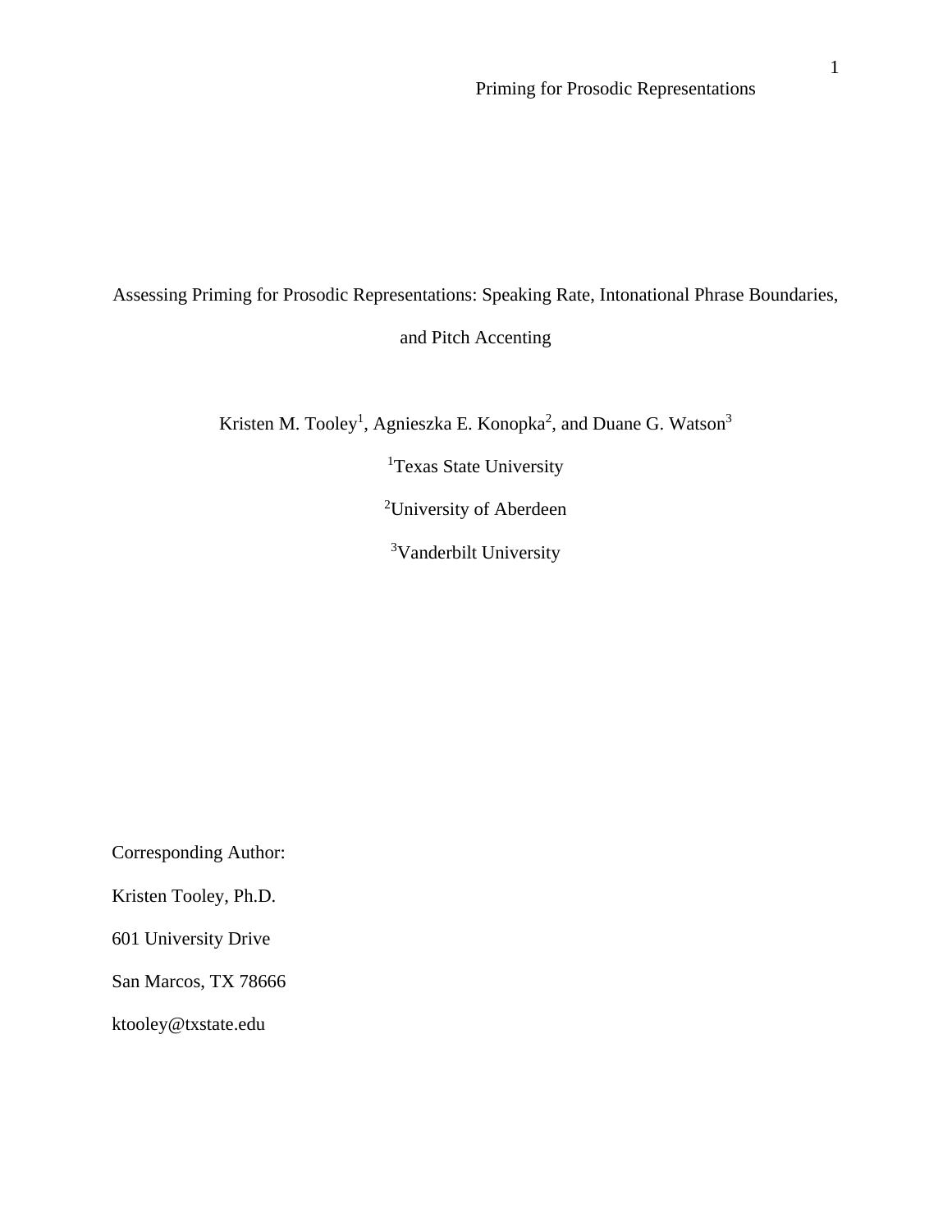# Assessing Priming for Prosodic Representations: Speaking Rate, Intonational Phrase Boundaries, and Pitch Accenting

Kristen M. Tooley[1], Agnieszka E. Konopka[2], and Duane G. Watson[3]

[1]Texas State University

[2]University of Aberdeen

[3]Vanderbilt University

Corresponding Author:

Kristen Tooley, Ph.D.

601 University Drive

San Marcos, TX 78666

ktooley@txstate.edu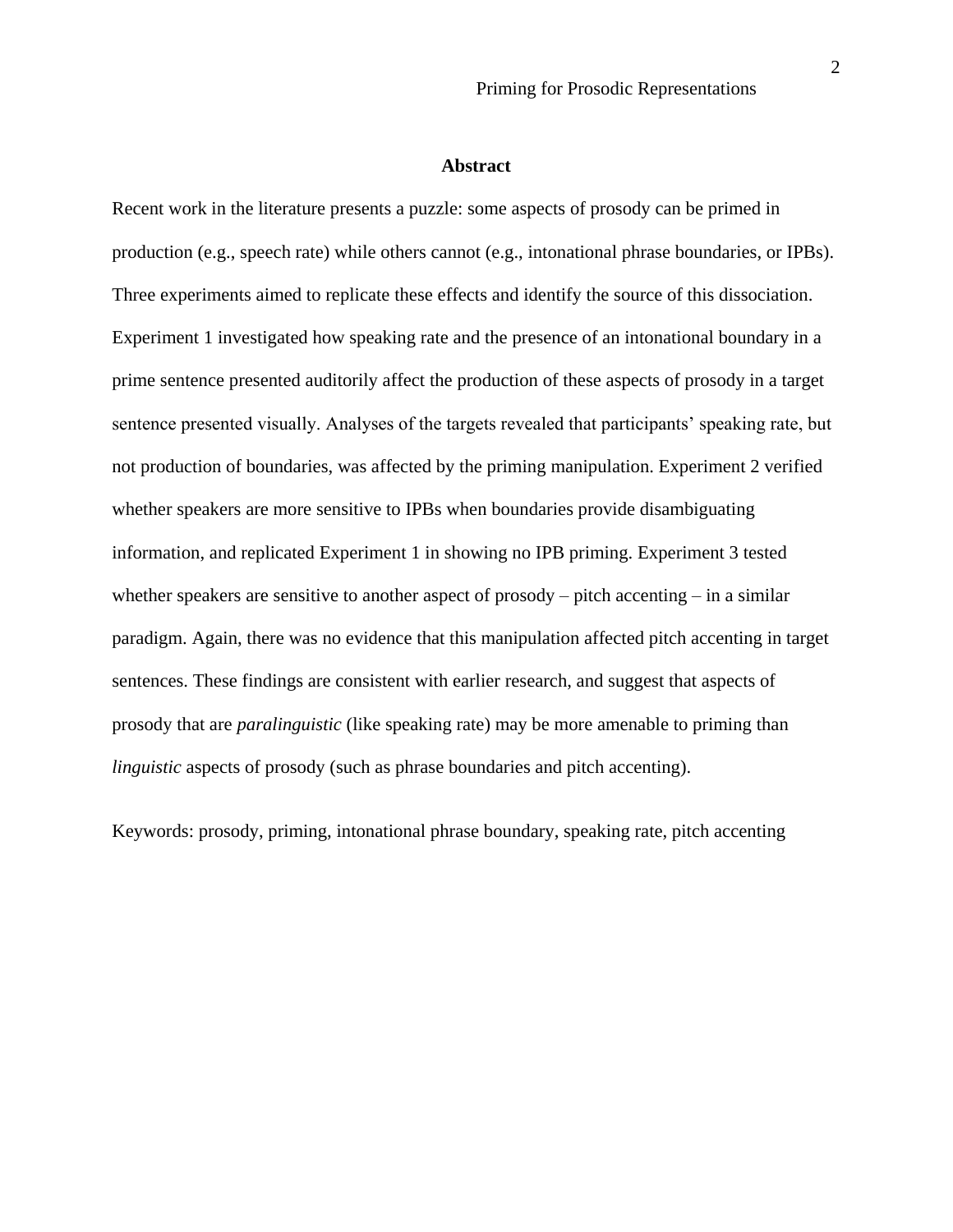# Abstract

Recent work in the literature presents a puzzle: some aspects of prosody can be primed in production (e.g., speech rate) while others cannot (e.g., intonational phrase boundaries, or IPBs). Three experiments aimed to replicate these effects and identify the source of this dissociation. Experiment 1 investigated how speaking rate and the presence of an intonational boundary in a prime sentence presented auditorily affect the production of these aspects of prosody in a target sentence presented visually. Analyses of the targets revealed that participants' speaking rate, but not production of boundaries, was affected by the priming manipulation. Experiment 2 verified whether speakers are more sensitive to IPBs when boundaries provide disambiguating information, and replicated Experiment 1 in showing no IPB priming. Experiment 3 tested whether speakers are sensitive to another aspect of prosody – pitch accenting – in a similar paradigm. Again, there was no evidence that this manipulation affected pitch accenting in target sentences. These findings are consistent with earlier research, and suggest that aspects of prosody that are *paralinguistic* (like speaking rate) may be more amenable to priming than *linguistic* aspects of prosody (such as phrase boundaries and pitch accenting).

Keywords: prosody, priming, intonational phrase boundary, speaking rate, pitch accenting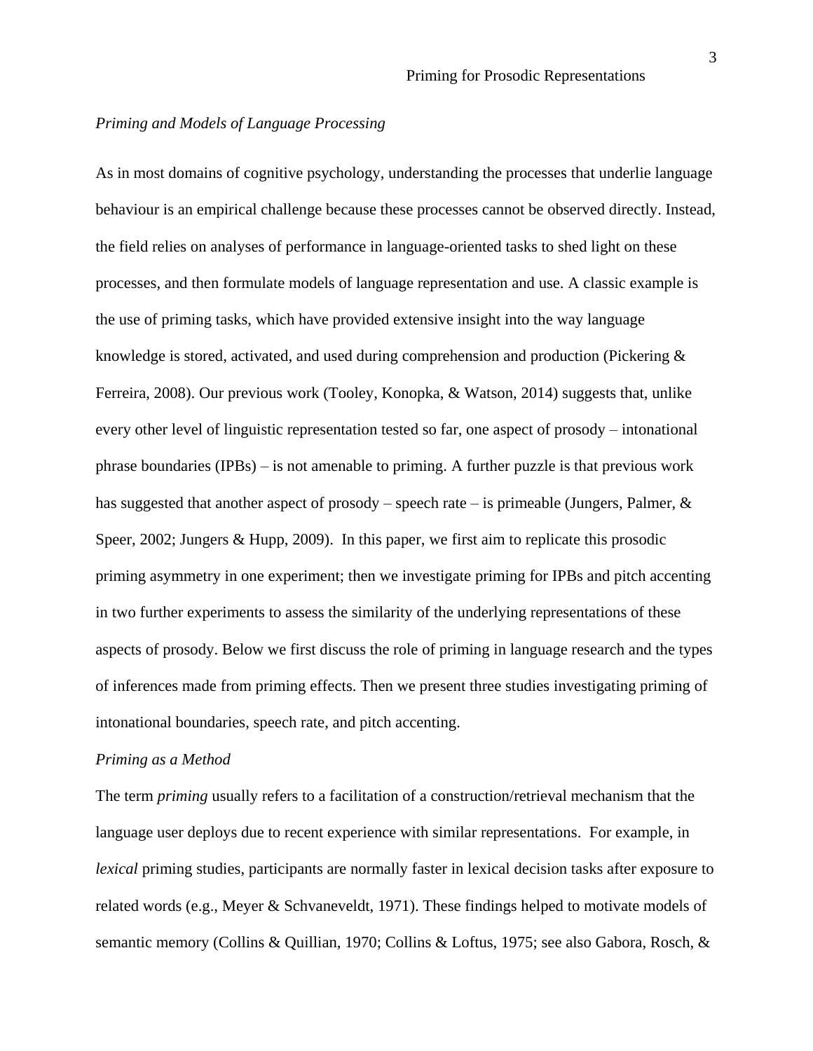*Priming and Models of Language Processing*

As in most domains of cognitive psychology, understanding the processes that underlie language behaviour is an empirical challenge because these processes cannot be observed directly. Instead, the field relies on analyses of performance in language-oriented tasks to shed light on these processes, and then formulate models of language representation and use. A classic example is the use of priming tasks, which have provided extensive insight into the way language knowledge is stored, activated, and used during comprehension and production (Pickering & Ferreira, 2008). Our previous work (Tooley, Konopka, & Watson, 2014) suggests that, unlike every other level of linguistic representation tested so far, one aspect of prosody – intonational phrase boundaries (IPBs) – is not amenable to priming. A further puzzle is that previous work has suggested that another aspect of prosody – speech rate – is primeable (Jungers, Palmer, & Speer, 2002; Jungers & Hupp, 2009). In this paper, we first aim to replicate this prosodic priming asymmetry in one experiment; then we investigate priming for IPBs and pitch accenting in two further experiments to assess the similarity of the underlying representations of these aspects of prosody. Below we first discuss the role of priming in language research and the types of inferences made from priming effects. Then we present three studies investigating priming of intonational boundaries, speech rate, and pitch accenting.

*Priming as a Method*

The term *priming* usually refers to a facilitation of a construction/retrieval mechanism that the language user deploys due to recent experience with similar representations. For example, in *lexical* priming studies, participants are normally faster in lexical decision tasks after exposure to related words (e.g., Meyer & Schvaneveldt, 1971). These findings helped to motivate models of semantic memory (Collins & Quillian, 1970; Collins & Loftus, 1975; see also Gabora, Rosch, &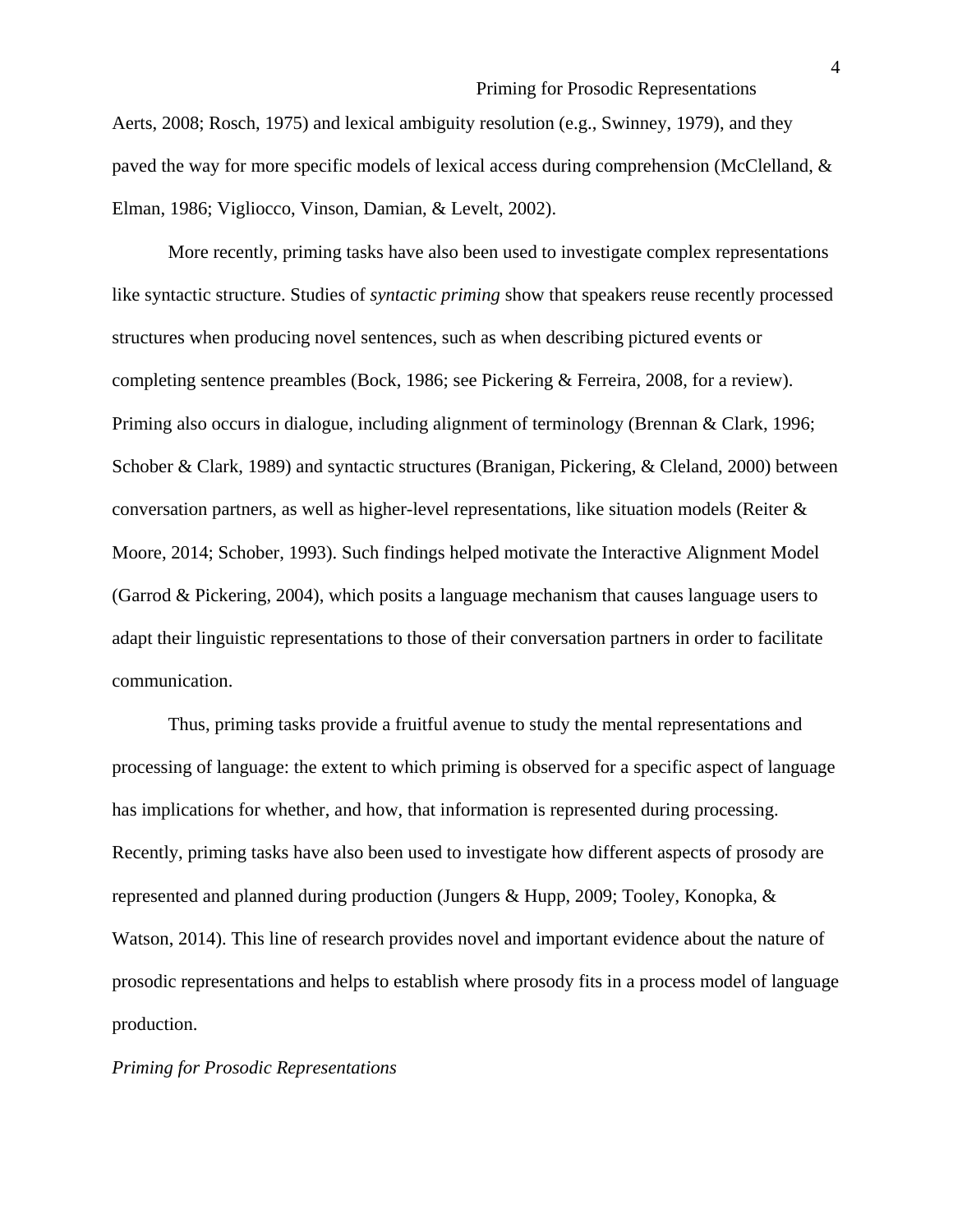Aerts, 2008; Rosch, 1975) and lexical ambiguity resolution (e.g., Swinney, 1979), and they paved the way for more specific models of lexical access during comprehension (McClelland, & Elman, 1986; Vigliocco, Vinson, Damian, & Levelt, 2002).

More recently, priming tasks have also been used to investigate complex representations like syntactic structure. Studies of *syntactic priming* show that speakers reuse recently processed structures when producing novel sentences, such as when describing pictured events or completing sentence preambles (Bock, 1986; see Pickering & Ferreira, 2008, for a review). Priming also occurs in dialogue, including alignment of terminology (Brennan & Clark, 1996; Schober & Clark, 1989) and syntactic structures (Branigan, Pickering, & Cleland, 2000) between conversation partners, as well as higher-level representations, like situation models (Reiter & Moore, 2014; Schober, 1993). Such findings helped motivate the Interactive Alignment Model (Garrod & Pickering, 2004), which posits a language mechanism that causes language users to adapt their linguistic representations to those of their conversation partners in order to facilitate communication.

Thus, priming tasks provide a fruitful avenue to study the mental representations and processing of language: the extent to which priming is observed for a specific aspect of language has implications for whether, and how, that information is represented during processing. Recently, priming tasks have also been used to investigate how different aspects of prosody are represented and planned during production (Jungers & Hupp, 2009; Tooley, Konopka, & Watson, 2014). This line of research provides novel and important evidence about the nature of prosodic representations and helps to establish where prosody fits in a process model of language production.

### *Priming for Prosodic Representations*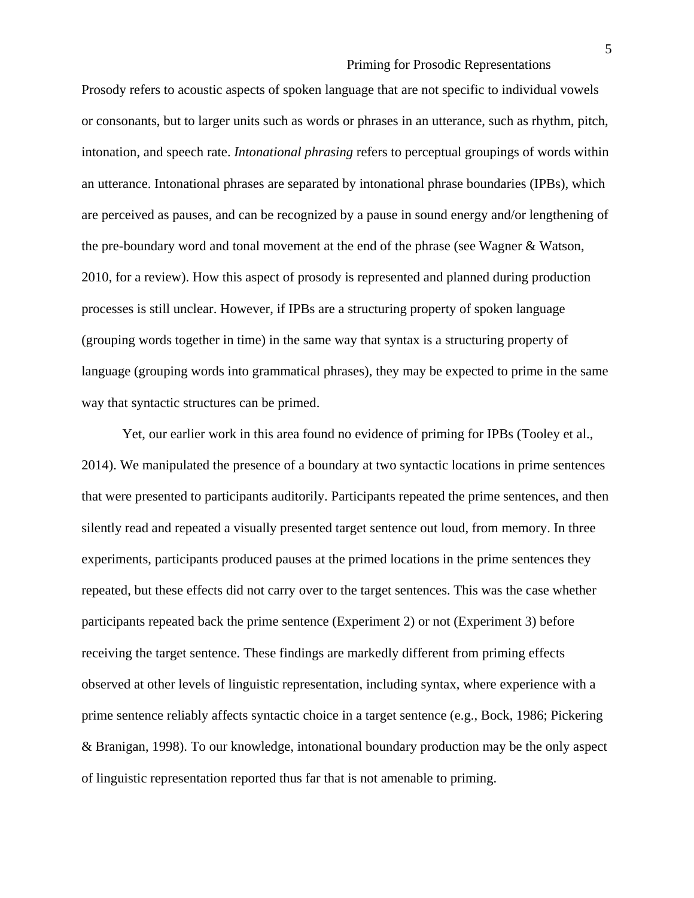Prosody refers to acoustic aspects of spoken language that are not specific to individual vowels or consonants, but to larger units such as words or phrases in an utterance, such as rhythm, pitch, intonation, and speech rate. *Intonational phrasing* refers to perceptual groupings of words within an utterance. Intonational phrases are separated by intonational phrase boundaries (IPBs), which are perceived as pauses, and can be recognized by a pause in sound energy and/or lengthening of the pre-boundary word and tonal movement at the end of the phrase (see Wagner & Watson, 2010, for a review). How this aspect of prosody is represented and planned during production processes is still unclear. However, if IPBs are a structuring property of spoken language (grouping words together in time) in the same way that syntax is a structuring property of language (grouping words into grammatical phrases), they may be expected to prime in the same way that syntactic structures can be primed.

Yet, our earlier work in this area found no evidence of priming for IPBs (Tooley et al., 2014). We manipulated the presence of a boundary at two syntactic locations in prime sentences that were presented to participants auditorily. Participants repeated the prime sentences, and then silently read and repeated a visually presented target sentence out loud, from memory. In three experiments, participants produced pauses at the primed locations in the prime sentences they repeated, but these effects did not carry over to the target sentences. This was the case whether participants repeated back the prime sentence (Experiment 2) or not (Experiment 3) before receiving the target sentence. These findings are markedly different from priming effects observed at other levels of linguistic representation, including syntax, where experience with a prime sentence reliably affects syntactic choice in a target sentence (e.g., Bock, 1986; Pickering & Branigan, 1998). To our knowledge, intonational boundary production may be the only aspect of linguistic representation reported thus far that is not amenable to priming.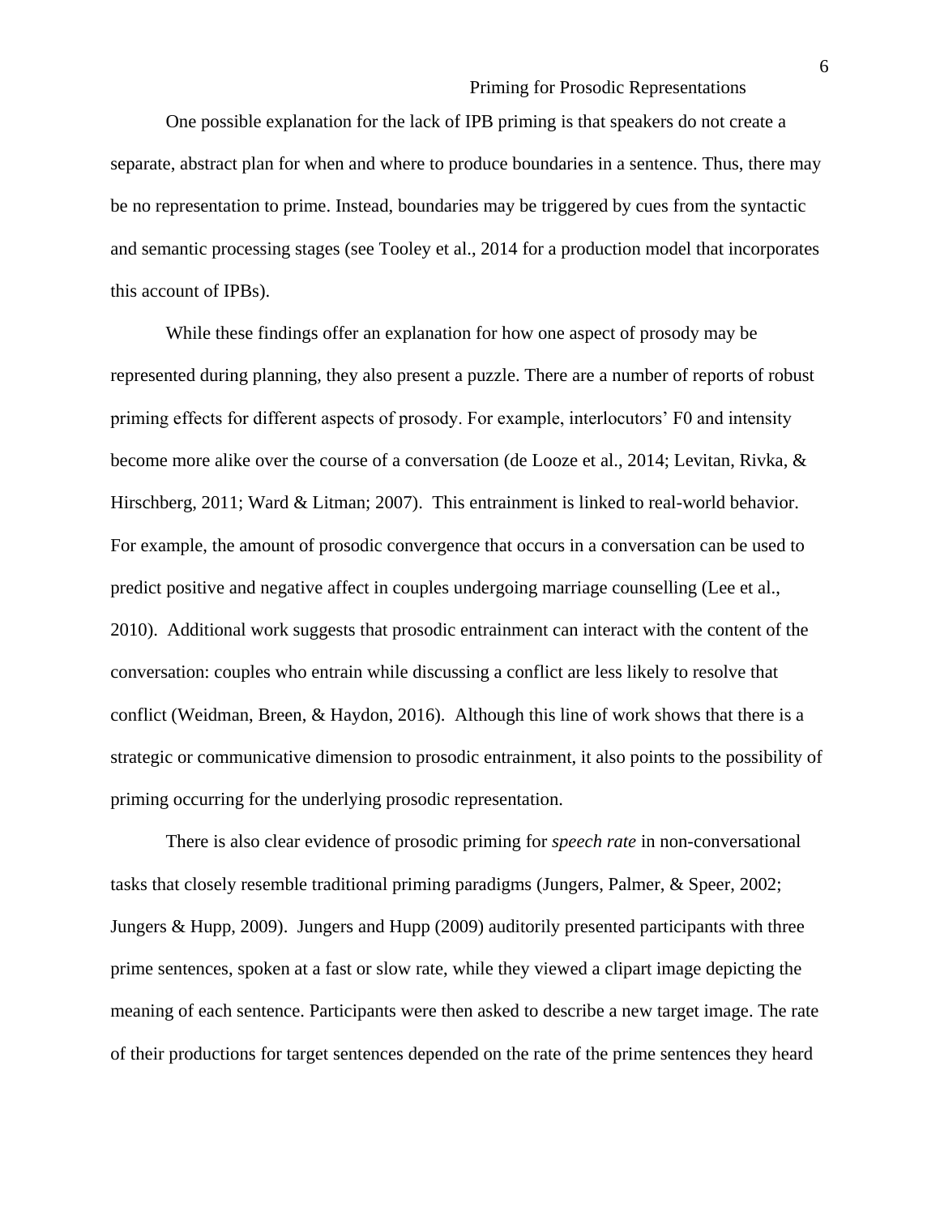One possible explanation for the lack of IPB priming is that speakers do not create a separate, abstract plan for when and where to produce boundaries in a sentence. Thus, there may be no representation to prime. Instead, boundaries may be triggered by cues from the syntactic and semantic processing stages (see Tooley et al., 2014 for a production model that incorporates this account of IPBs).

While these findings offer an explanation for how one aspect of prosody may be represented during planning, they also present a puzzle. There are a number of reports of robust priming effects for different aspects of prosody. For example, interlocutors' F0 and intensity become more alike over the course of a conversation (de Looze et al., 2014; Levitan, Rivka, & Hirschberg, 2011; Ward & Litman; 2007). This entrainment is linked to real-world behavior. For example, the amount of prosodic convergence that occurs in a conversation can be used to predict positive and negative affect in couples undergoing marriage counselling (Lee et al., 2010). Additional work suggests that prosodic entrainment can interact with the content of the conversation: couples who entrain while discussing a conflict are less likely to resolve that conflict (Weidman, Breen, & Haydon, 2016). Although this line of work shows that there is a strategic or communicative dimension to prosodic entrainment, it also points to the possibility of priming occurring for the underlying prosodic representation.

There is also clear evidence of prosodic priming for *speech rate* in non-conversational tasks that closely resemble traditional priming paradigms (Jungers, Palmer, & Speer, 2002; Jungers & Hupp, 2009). Jungers and Hupp (2009) auditorily presented participants with three prime sentences, spoken at a fast or slow rate, while they viewed a clipart image depicting the meaning of each sentence. Participants were then asked to describe a new target image. The rate of their productions for target sentences depended on the rate of the prime sentences they heard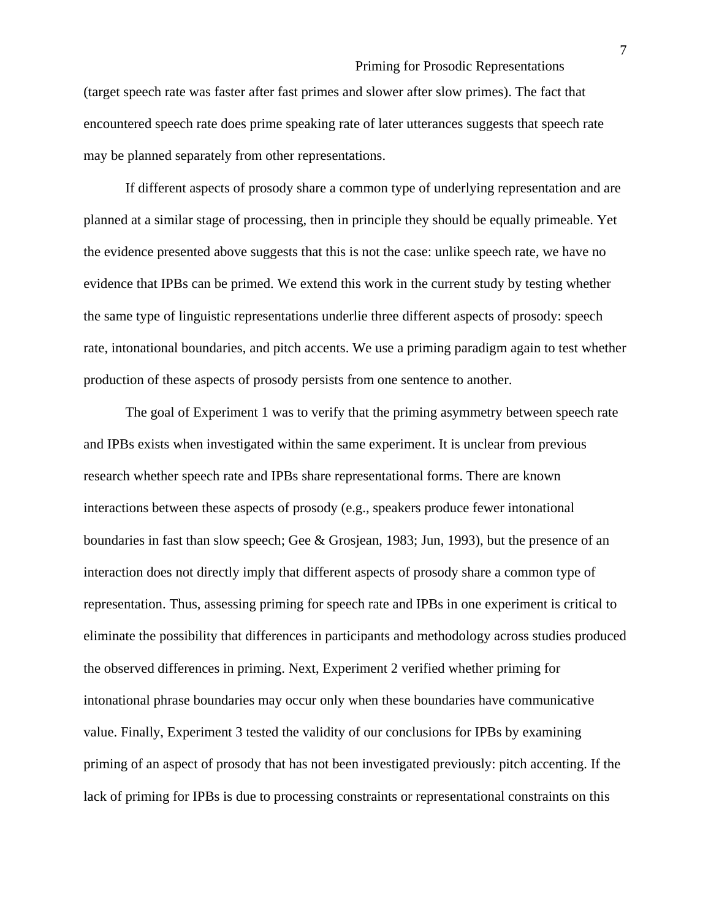(target speech rate was faster after fast primes and slower after slow primes). The fact that encountered speech rate does prime speaking rate of later utterances suggests that speech rate may be planned separately from other representations.

If different aspects of prosody share a common type of underlying representation and are planned at a similar stage of processing, then in principle they should be equally primeable. Yet the evidence presented above suggests that this is not the case: unlike speech rate, we have no evidence that IPBs can be primed. We extend this work in the current study by testing whether the same type of linguistic representations underlie three different aspects of prosody: speech rate, intonational boundaries, and pitch accents. We use a priming paradigm again to test whether production of these aspects of prosody persists from one sentence to another.

The goal of Experiment 1 was to verify that the priming asymmetry between speech rate and IPBs exists when investigated within the same experiment. It is unclear from previous research whether speech rate and IPBs share representational forms. There are known interactions between these aspects of prosody (e.g., speakers produce fewer intonational boundaries in fast than slow speech; Gee & Grosjean, 1983; Jun, 1993), but the presence of an interaction does not directly imply that different aspects of prosody share a common type of representation. Thus, assessing priming for speech rate and IPBs in one experiment is critical to eliminate the possibility that differences in participants and methodology across studies produced the observed differences in priming. Next, Experiment 2 verified whether priming for intonational phrase boundaries may occur only when these boundaries have communicative value. Finally, Experiment 3 tested the validity of our conclusions for IPBs by examining priming of an aspect of prosody that has not been investigated previously: pitch accenting. If the lack of priming for IPBs is due to processing constraints or representational constraints on this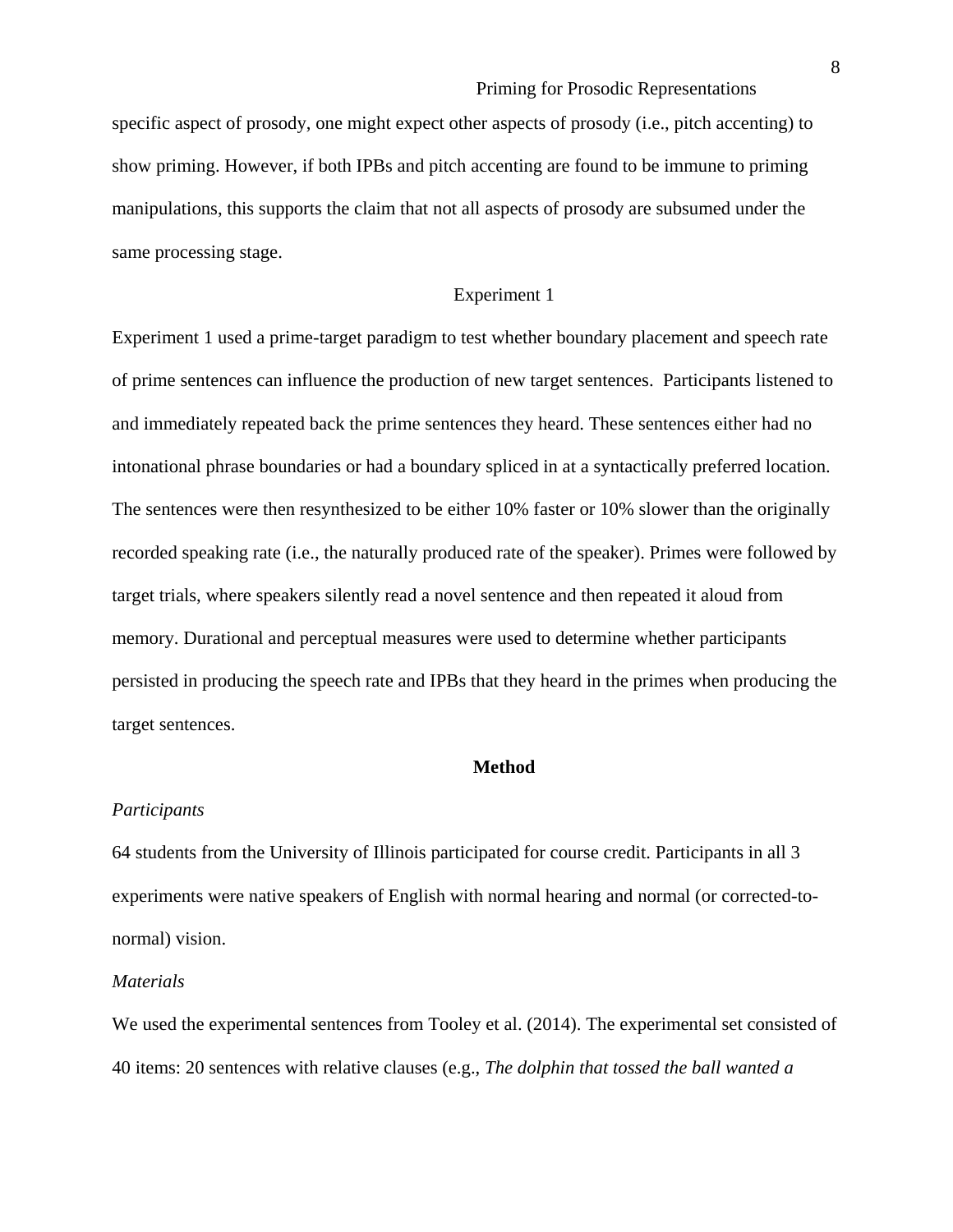specific aspect of prosody, one might expect other aspects of prosody (i.e., pitch accenting) to show priming. However, if both IPBs and pitch accenting are found to be immune to priming manipulations, this supports the claim that not all aspects of prosody are subsumed under the same processing stage.

## Experiment 1

Experiment 1 used a prime-target paradigm to test whether boundary placement and speech rate of prime sentences can influence the production of new target sentences. Participants listened to and immediately repeated back the prime sentences they heard. These sentences either had no intonational phrase boundaries or had a boundary spliced in at a syntactically preferred location. The sentences were then resynthesized to be either 10% faster or 10% slower than the originally recorded speaking rate (i.e., the naturally produced rate of the speaker). Primes were followed by target trials, where speakers silently read a novel sentence and then repeated it aloud from memory. Durational and perceptual measures were used to determine whether participants persisted in producing the speech rate and IPBs that they heard in the primes when producing the target sentences.

### Method

*Participants*

64 students from the University of Illinois participated for course credit. Participants in all 3 experiments were native speakers of English with normal hearing and normal (or corrected-to-normal) vision.

*Materials*

We used the experimental sentences from Tooley et al. (2014). The experimental set consisted of 40 items: 20 sentences with relative clauses (e.g., *The dolphin that tossed the ball wanted a*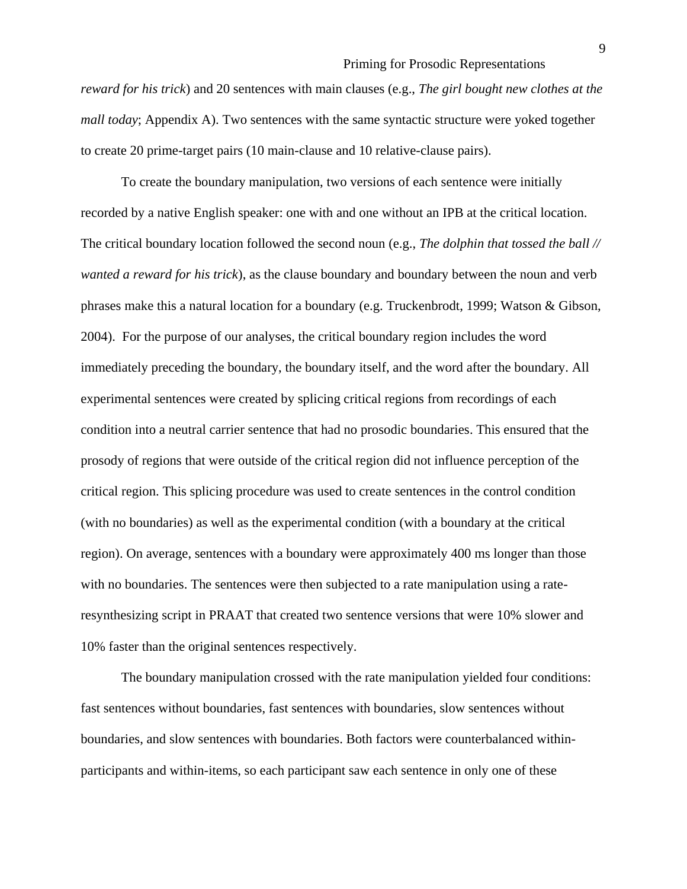*reward for his trick*) and 20 sentences with main clauses (e.g., *The girl bought new clothes at the mall today*; Appendix A). Two sentences with the same syntactic structure were yoked together to create 20 prime-target pairs (10 main-clause and 10 relative-clause pairs).

To create the boundary manipulation, two versions of each sentence were initially recorded by a native English speaker: one with and one without an IPB at the critical location. The critical boundary location followed the second noun (e.g., *The dolphin that tossed the ball // wanted a reward for his trick*), as the clause boundary and boundary between the noun and verb phrases make this a natural location for a boundary (e.g. Truckenbrodt, 1999; Watson & Gibson, 2004). For the purpose of our analyses, the critical boundary region includes the word immediately preceding the boundary, the boundary itself, and the word after the boundary. All experimental sentences were created by splicing critical regions from recordings of each condition into a neutral carrier sentence that had no prosodic boundaries. This ensured that the prosody of regions that were outside of the critical region did not influence perception of the critical region. This splicing procedure was used to create sentences in the control condition (with no boundaries) as well as the experimental condition (with a boundary at the critical region). On average, sentences with a boundary were approximately 400 ms longer than those with no boundaries. The sentences were then subjected to a rate manipulation using a rate-resynthesizing script in PRAAT that created two sentence versions that were 10% slower and 10% faster than the original sentences respectively.

The boundary manipulation crossed with the rate manipulation yielded four conditions: fast sentences without boundaries, fast sentences with boundaries, slow sentences without boundaries, and slow sentences with boundaries. Both factors were counterbalanced within-participants and within-items, so each participant saw each sentence in only one of these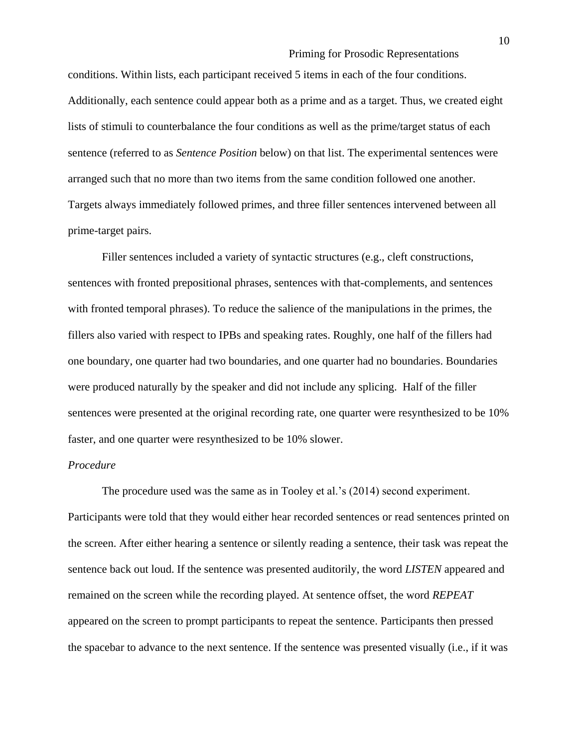conditions. Within lists, each participant received 5 items in each of the four conditions. Additionally, each sentence could appear both as a prime and as a target. Thus, we created eight lists of stimuli to counterbalance the four conditions as well as the prime/target status of each sentence (referred to as *Sentence Position* below) on that list. The experimental sentences were arranged such that no more than two items from the same condition followed one another. Targets always immediately followed primes, and three filler sentences intervened between all prime-target pairs.

Filler sentences included a variety of syntactic structures (e.g., cleft constructions, sentences with fronted prepositional phrases, sentences with that-complements, and sentences with fronted temporal phrases). To reduce the salience of the manipulations in the primes, the fillers also varied with respect to IPBs and speaking rates. Roughly, one half of the fillers had one boundary, one quarter had two boundaries, and one quarter had no boundaries. Boundaries were produced naturally by the speaker and did not include any splicing. Half of the filler sentences were presented at the original recording rate, one quarter were resynthesized to be 10% faster, and one quarter were resynthesized to be 10% slower.

*Procedure*

The procedure used was the same as in Tooley et al.'s (2014) second experiment. Participants were told that they would either hear recorded sentences or read sentences printed on the screen. After either hearing a sentence or silently reading a sentence, their task was repeat the sentence back out loud. If the sentence was presented auditorily, the word *LISTEN* appeared and remained on the screen while the recording played. At sentence offset, the word *REPEAT* appeared on the screen to prompt participants to repeat the sentence. Participants then pressed the spacebar to advance to the next sentence. If the sentence was presented visually (i.e., if it was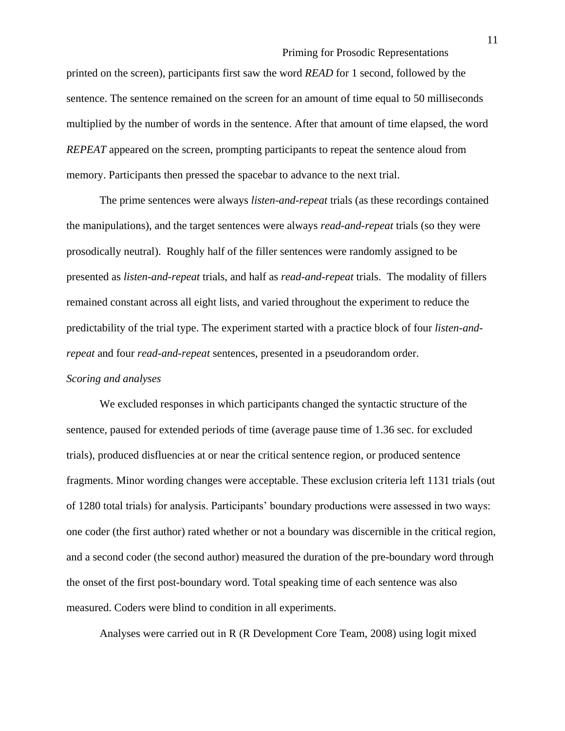printed on the screen), participants first saw the word *READ* for 1 second, followed by the sentence. The sentence remained on the screen for an amount of time equal to 50 milliseconds multiplied by the number of words in the sentence. After that amount of time elapsed, the word *REPEAT* appeared on the screen, prompting participants to repeat the sentence aloud from memory. Participants then pressed the spacebar to advance to the next trial.

The prime sentences were always *listen-and-repeat* trials (as these recordings contained the manipulations), and the target sentences were always *read-and-repeat* trials (so they were prosodically neutral). Roughly half of the filler sentences were randomly assigned to be presented as *listen-and-repeat* trials, and half as *read-and-repeat* trials. The modality of fillers remained constant across all eight lists, and varied throughout the experiment to reduce the predictability of the trial type. The experiment started with a practice block of four *listen-and-repeat* and four *read-and-repeat* sentences, presented in a pseudorandom order.

*Scoring and analyses*

We excluded responses in which participants changed the syntactic structure of the sentence, paused for extended periods of time (average pause time of 1.36 sec. for excluded trials), produced disfluencies at or near the critical sentence region, or produced sentence fragments. Minor wording changes were acceptable. These exclusion criteria left 1131 trials (out of 1280 total trials) for analysis. Participants' boundary productions were assessed in two ways: one coder (the first author) rated whether or not a boundary was discernible in the critical region, and a second coder (the second author) measured the duration of the pre-boundary word through the onset of the first post-boundary word. Total speaking time of each sentence was also measured. Coders were blind to condition in all experiments.

Analyses were carried out in R (R Development Core Team, 2008) using logit mixed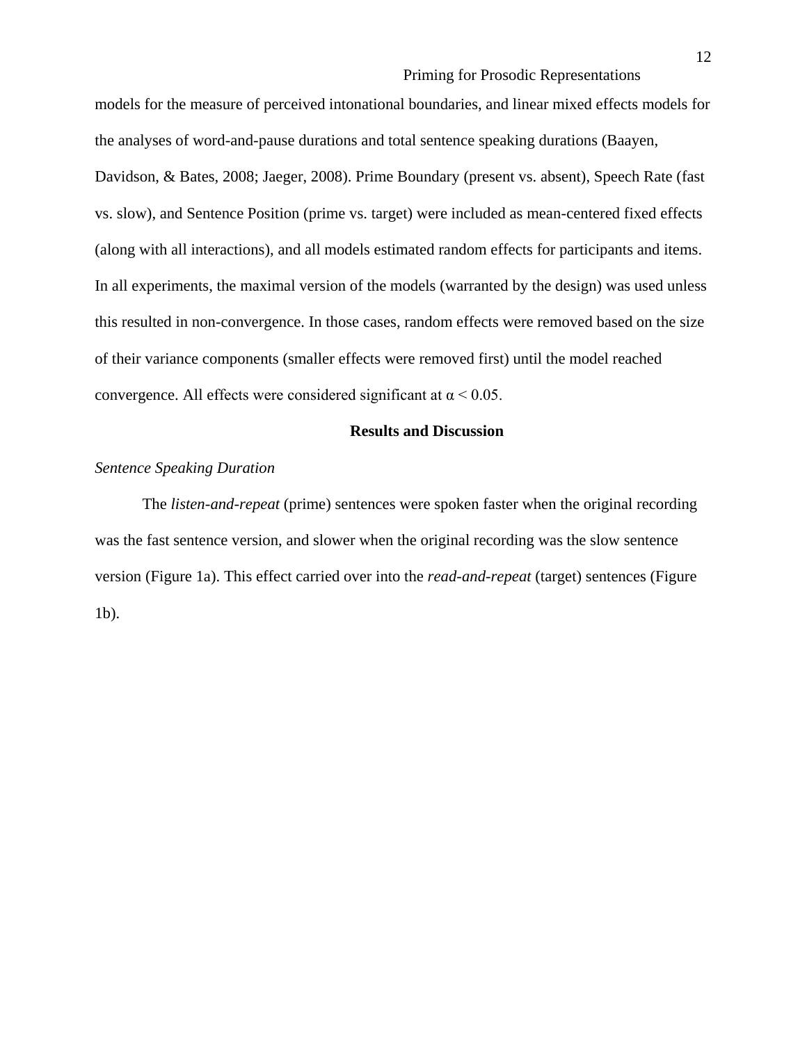models for the measure of perceived intonational boundaries, and linear mixed effects models for the analyses of word-and-pause durations and total sentence speaking durations (Baayen, Davidson, & Bates, 2008; Jaeger, 2008). Prime Boundary (present vs. absent), Speech Rate (fast vs. slow), and Sentence Position (prime vs. target) were included as mean-centered fixed effects (along with all interactions), and all models estimated random effects for participants and items. In all experiments, the maximal version of the models (warranted by the design) was used unless this resulted in non-convergence. In those cases, random effects were removed based on the size of their variance components (smaller effects were removed first) until the model reached convergence. All effects were considered significant at $\alpha < 0.05$.

## Results and Discussion

### *Sentence Speaking Duration*

The *listen-and-repeat* (prime) sentences were spoken faster when the original recording was the fast sentence version, and slower when the original recording was the slow sentence version (Figure 1a). This effect carried over into the *read-and-repeat* (target) sentences (Figure 1b).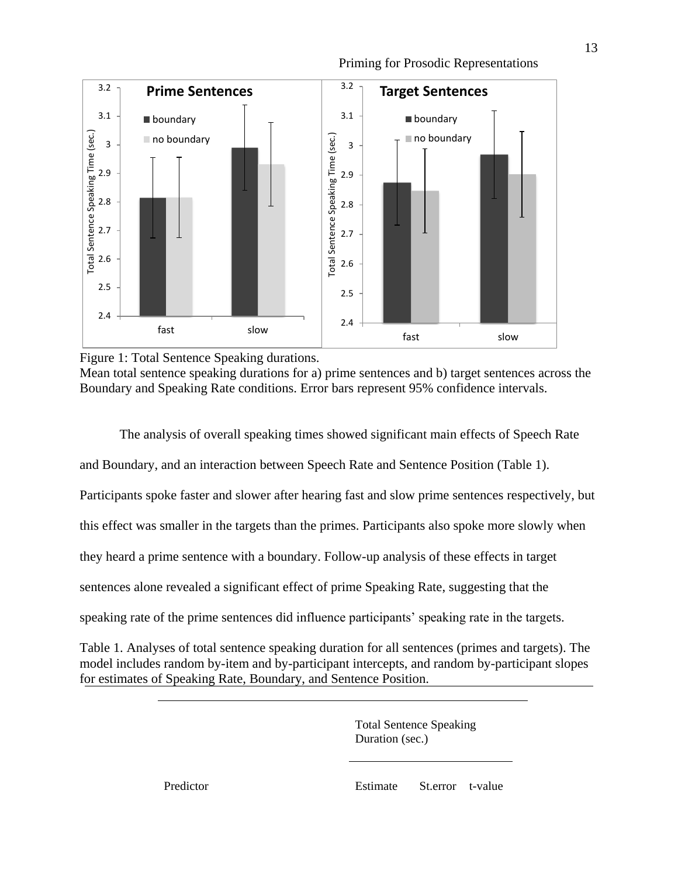Figure 1: Total Sentence Speaking durations.

Mean total sentence speaking durations for a) prime sentences and b) target sentences across the Boundary and Speaking Rate conditions. Error bars represent 95% confidence intervals.

The analysis of overall speaking times showed significant main effects of Speech Rate and Boundary, and an interaction between Speech Rate and Sentence Position (Table 1). Participants spoke faster and slower after hearing fast and slow prime sentences respectively, but this effect was smaller in the targets than the primes. Participants also spoke more slowly when they heard a prime sentence with a boundary. Follow-up analysis of these effects in target sentences alone revealed a significant effect of prime Speaking Rate, suggesting that the speaking rate of the prime sentences did influence participants' speaking rate in the targets.

Table 1. Analyses of total sentence speaking duration for all sentences (primes and targets). The model includes random by-item and by-participant intercepts, and random by-participant slopes for estimates of Speaking Rate, Boundary, and Sentence Position.

| | Total Sentence Speaking Duration (sec.) | | |
|---|---|---|---|
| Predictor | Estimate | St.error | t-value |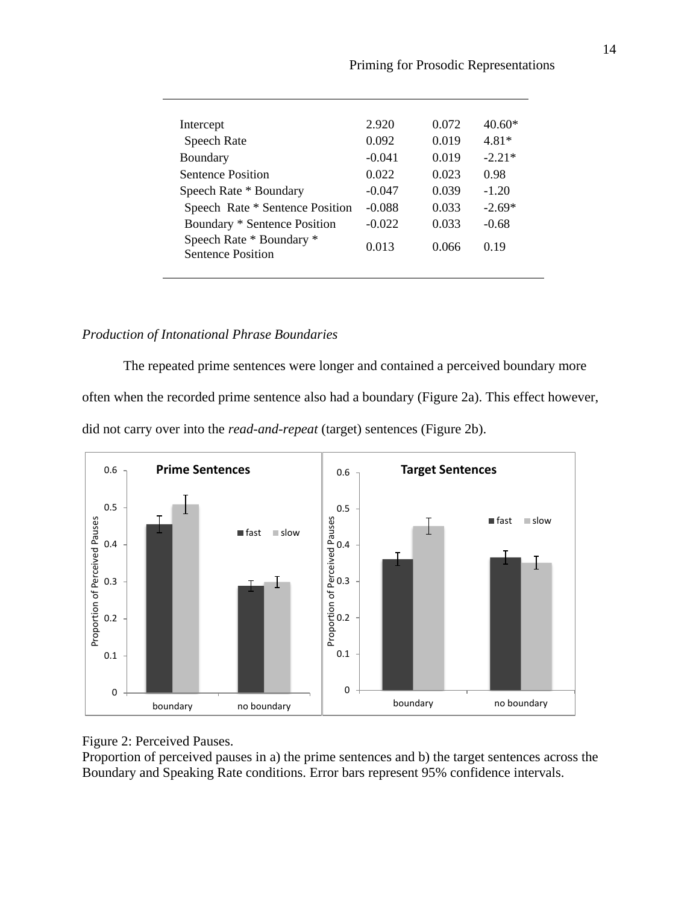| | | | |
|---|---|---|---|
| Intercept | 2.920 | 0.072 | 40.60* |
| Speech Rate | 0.092 | 0.019 | 4.81* |
| Boundary | -0.041 | 0.019 | -2.21* |
| Sentence Position | 0.022 | 0.023 | 0.98 |
| Speech Rate * Boundary | -0.047 | 0.039 | -1.20 |
| Speech Rate * Sentence Position | -0.088 | 0.033 | -2.69* |
| Boundary * Sentence Position | -0.022 | 0.033 | -0.68 |
| Speech Rate * Boundary * Sentence Position | 0.013 | 0.066 | 0.19 |

*Production of Intonational Phrase Boundaries*

The repeated prime sentences were longer and contained a perceived boundary more often when the recorded prime sentence also had a boundary (Figure 2a). This effect however, did not carry over into the *read-and-repeat* (target) sentences (Figure 2b).

Figure 2: Perceived Pauses.
Proportion of perceived pauses in a) the prime sentences and b) the target sentences across the Boundary and Speaking Rate conditions. Error bars represent 95% confidence intervals.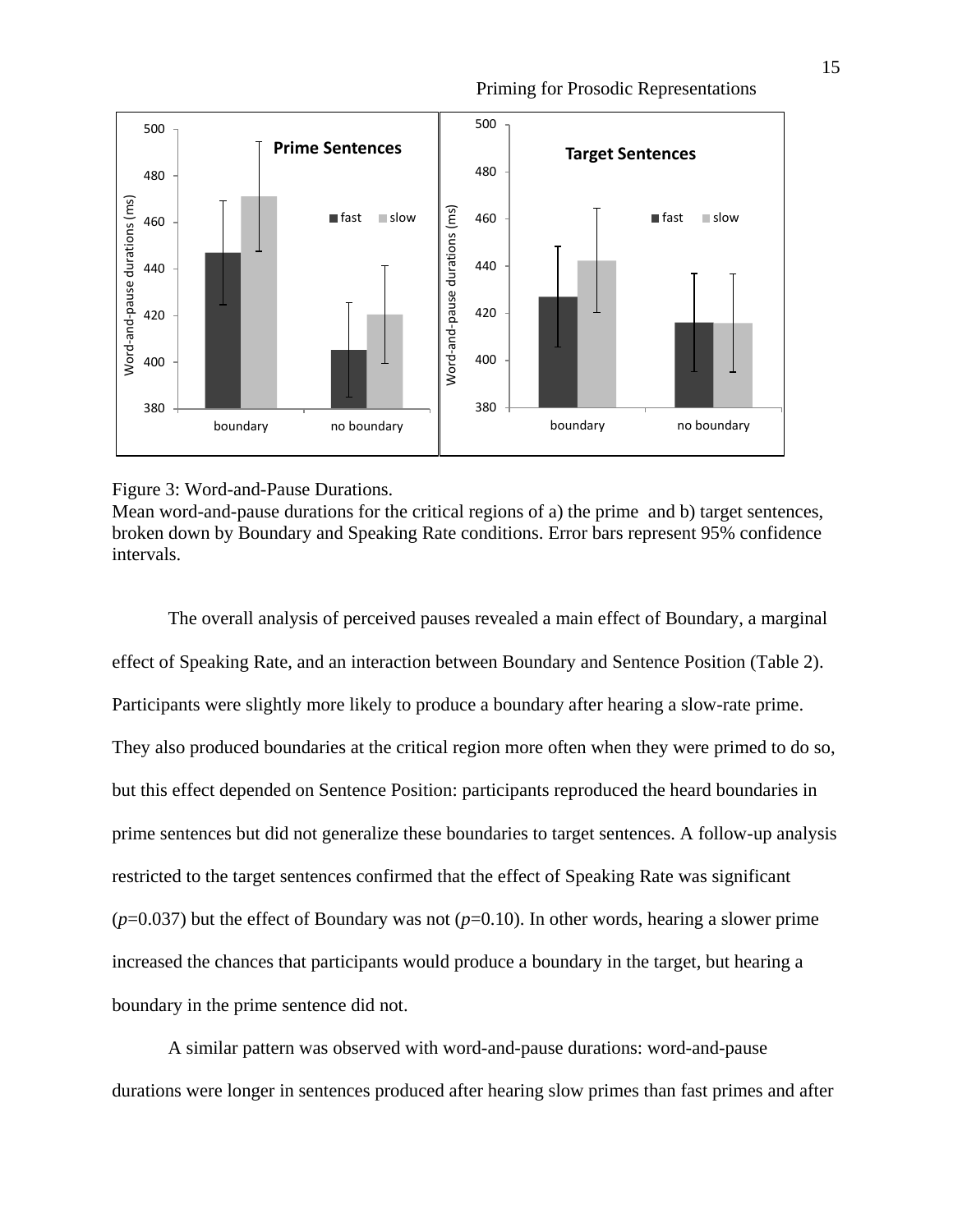Figure 3: Word-and-Pause Durations.
Mean word-and-pause durations for the critical regions of a) the prime and b) target sentences, broken down by Boundary and Speaking Rate conditions. Error bars represent 95% confidence intervals.

The overall analysis of perceived pauses revealed a main effect of Boundary, a marginal effect of Speaking Rate, and an interaction between Boundary and Sentence Position (Table 2). Participants were slightly more likely to produce a boundary after hearing a slow-rate prime. They also produced boundaries at the critical region more often when they were primed to do so, but this effect depended on Sentence Position: participants reproduced the heard boundaries in prime sentences but did not generalize these boundaries to target sentences. A follow-up analysis restricted to the target sentences confirmed that the effect of Speaking Rate was significant ($p$=0.037) but the effect of Boundary was not ($p$=0.10). In other words, hearing a slower prime increased the chances that participants would produce a boundary in the target, but hearing a boundary in the prime sentence did not.

A similar pattern was observed with word-and-pause durations: word-and-pause durations were longer in sentences produced after hearing slow primes than fast primes and after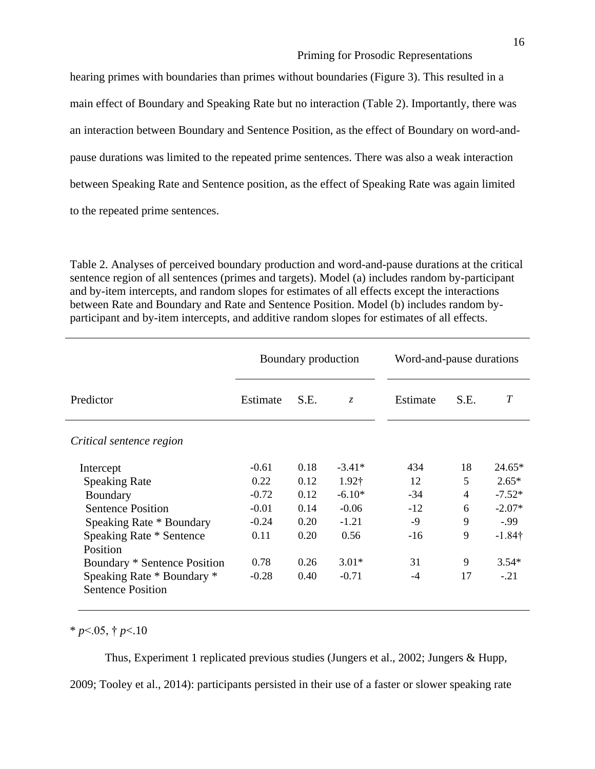hearing primes with boundaries than primes without boundaries (Figure 3). This resulted in a main effect of Boundary and Speaking Rate but no interaction (Table 2). Importantly, there was an interaction between Boundary and Sentence Position, as the effect of Boundary on word-and-pause durations was limited to the repeated prime sentences. There was also a weak interaction between Speaking Rate and Sentence position, as the effect of Speaking Rate was again limited to the repeated prime sentences.

Table 2. Analyses of perceived boundary production and word-and-pause durations at the critical sentence region of all sentences (primes and targets). Model (a) includes random by-participant and by-item intercepts, and random slopes for estimates of all effects except the interactions between Rate and Boundary and Rate and Sentence Position. Model (b) includes random by-participant and by-item intercepts, and additive random slopes for estimates of all effects.

| | Boundary production | | | Word-and-pause durations | | |
|---|---|---|---|---|---|---|
| Predictor | Estimate | S.E. | *z* | Estimate | S.E. | *T* |
| *Critical sentence region* | | | | | | |
| Intercept | -0.61 | 0.18 | -3.41* | 434 | 18 | 24.65* |
| Speaking Rate | 0.22 | 0.12 | 1.92† | 12 | 5 | 2.65* |
| Boundary | -0.72 | 0.12 | -6.10* | -34 | 4 | -7.52* |
| Sentence Position | -0.01 | 0.14 | -0.06 | -12 | 6 | -2.07* |
| Speaking Rate * Boundary | -0.24 | 0.20 | -1.21 | -9 | 9 | -.99 |
| Speaking Rate * Sentence Position | 0.11 | 0.20 | 0.56 | -16 | 9 | -1.84† |
| Boundary * Sentence Position | 0.78 | 0.26 | 3.01* | 31 | 9 | 3.54* |
| Speaking Rate * Boundary * Sentence Position | -0.28 | 0.40 | -0.71 | -4 | 17 | -.21 |

* $p<.05$, † $p<.10$

Thus, Experiment 1 replicated previous studies (Jungers et al., 2002; Jungers & Hupp, 2009; Tooley et al., 2014): participants persisted in their use of a faster or slower speaking rate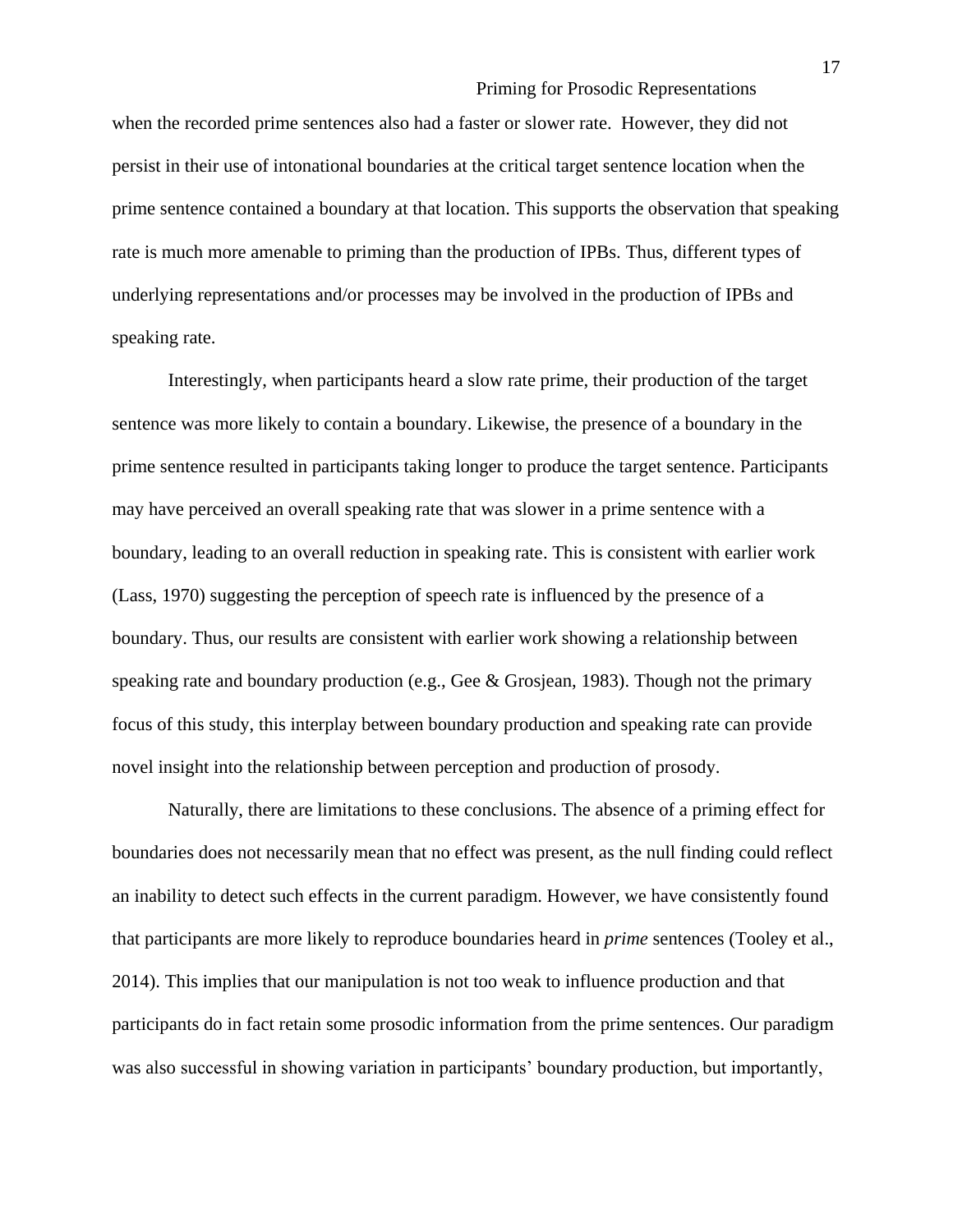when the recorded prime sentences also had a faster or slower rate.  However, they did not persist in their use of intonational boundaries at the critical target sentence location when the prime sentence contained a boundary at that location. This supports the observation that speaking rate is much more amenable to priming than the production of IPBs. Thus, different types of underlying representations and/or processes may be involved in the production of IPBs and speaking rate.

Interestingly, when participants heard a slow rate prime, their production of the target sentence was more likely to contain a boundary. Likewise, the presence of a boundary in the prime sentence resulted in participants taking longer to produce the target sentence. Participants may have perceived an overall speaking rate that was slower in a prime sentence with a boundary, leading to an overall reduction in speaking rate. This is consistent with earlier work (Lass, 1970) suggesting the perception of speech rate is influenced by the presence of a boundary. Thus, our results are consistent with earlier work showing a relationship between speaking rate and boundary production (e.g., Gee & Grosjean, 1983). Though not the primary focus of this study, this interplay between boundary production and speaking rate can provide novel insight into the relationship between perception and production of prosody.

Naturally, there are limitations to these conclusions. The absence of a priming effect for boundaries does not necessarily mean that no effect was present, as the null finding could reflect an inability to detect such effects in the current paradigm. However, we have consistently found that participants are more likely to reproduce boundaries heard in *prime* sentences (Tooley et al., 2014). This implies that our manipulation is not too weak to influence production and that participants do in fact retain some prosodic information from the prime sentences. Our paradigm was also successful in showing variation in participants' boundary production, but importantly,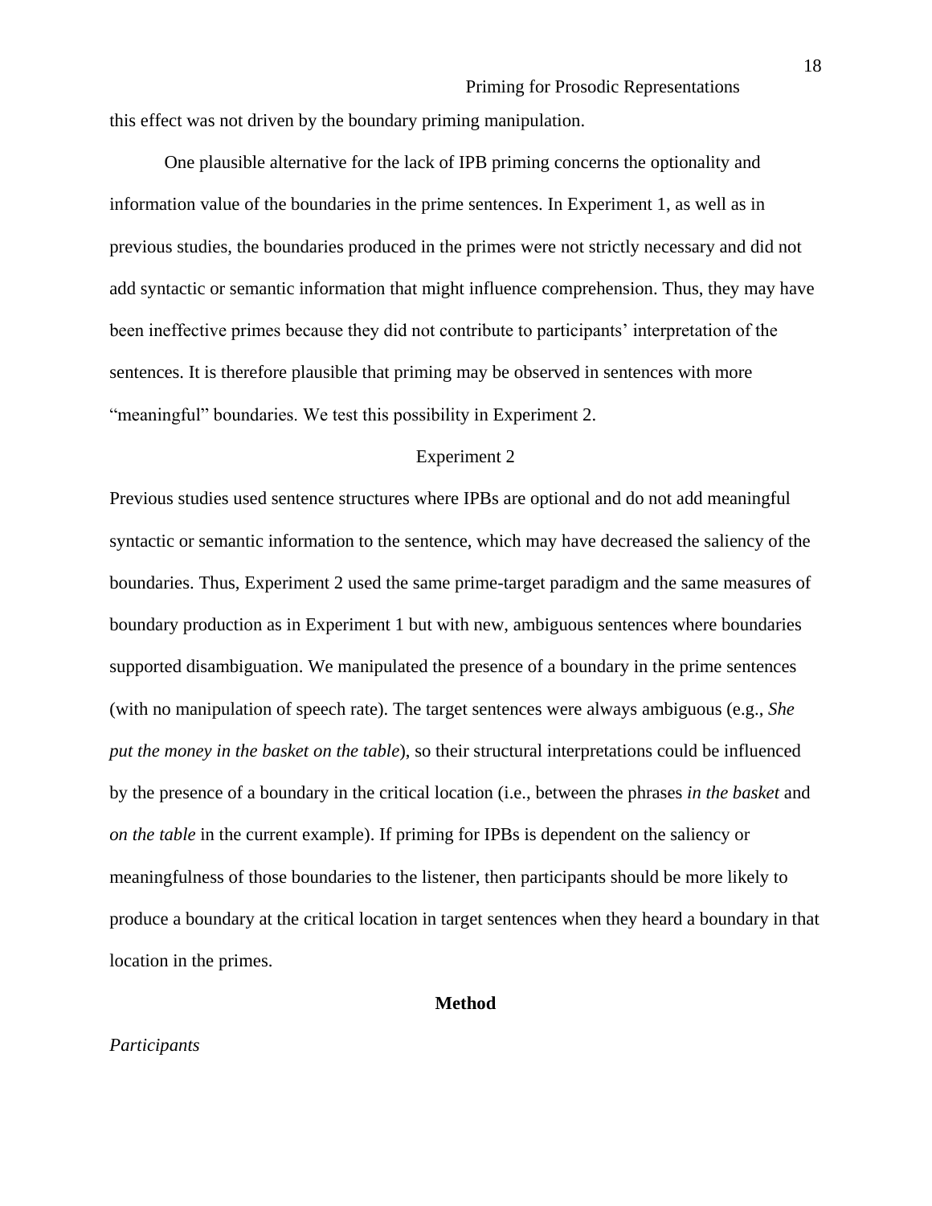this effect was not driven by the boundary priming manipulation.

One plausible alternative for the lack of IPB priming concerns the optionality and information value of the boundaries in the prime sentences. In Experiment 1, as well as in previous studies, the boundaries produced in the primes were not strictly necessary and did not add syntactic or semantic information that might influence comprehension. Thus, they may have been ineffective primes because they did not contribute to participants' interpretation of the sentences. It is therefore plausible that priming may be observed in sentences with more "meaningful" boundaries. We test this possibility in Experiment 2.

## Experiment 2

Previous studies used sentence structures where IPBs are optional and do not add meaningful syntactic or semantic information to the sentence, which may have decreased the saliency of the boundaries. Thus, Experiment 2 used the same prime-target paradigm and the same measures of boundary production as in Experiment 1 but with new, ambiguous sentences where boundaries supported disambiguation. We manipulated the presence of a boundary in the prime sentences (with no manipulation of speech rate). The target sentences were always ambiguous (e.g., *She put the money in the basket on the table*), so their structural interpretations could be influenced by the presence of a boundary in the critical location (i.e., between the phrases *in the basket* and *on the table* in the current example). If priming for IPBs is dependent on the saliency or meaningfulness of those boundaries to the listener, then participants should be more likely to produce a boundary at the critical location in target sentences when they heard a boundary in that location in the primes.

### Method

*Participants*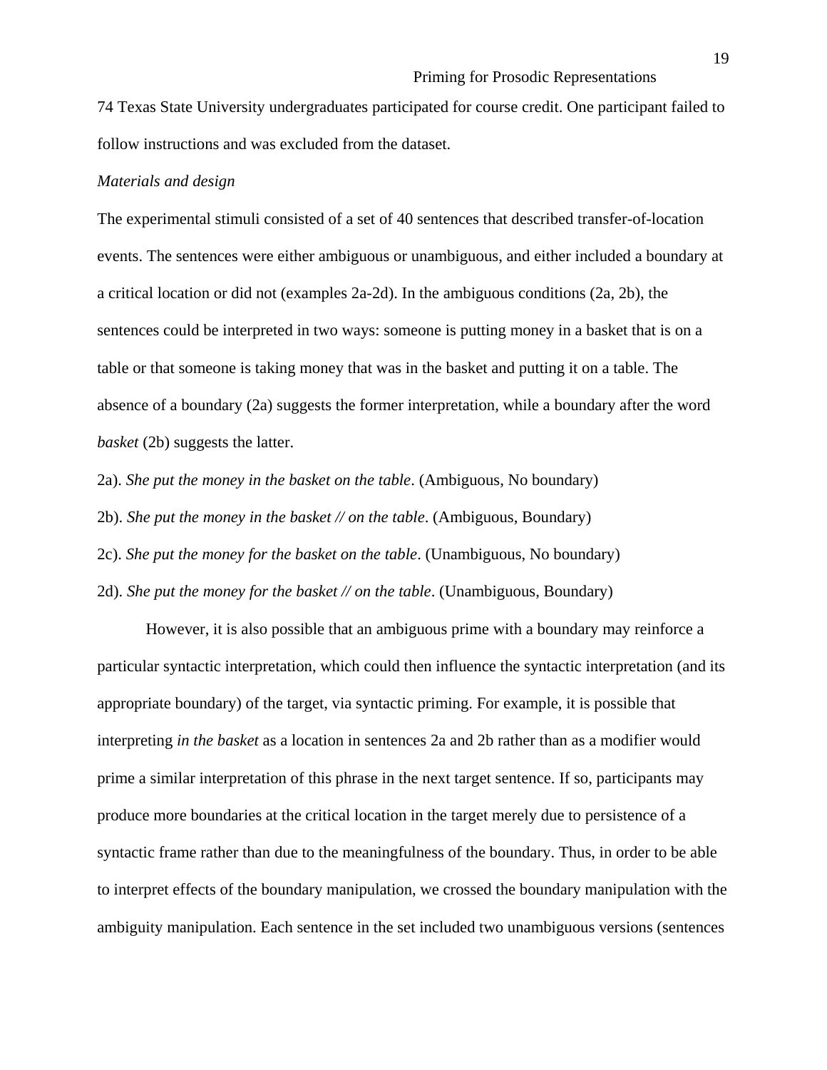74 Texas State University undergraduates participated for course credit. One participant failed to follow instructions and was excluded from the dataset.

*Materials and design*

The experimental stimuli consisted of a set of 40 sentences that described transfer-of-location events. The sentences were either ambiguous or unambiguous, and either included a boundary at a critical location or did not (examples 2a-2d). In the ambiguous conditions (2a, 2b), the sentences could be interpreted in two ways: someone is putting money in a basket that is on a table or that someone is taking money that was in the basket and putting it on a table. The absence of a boundary (2a) suggests the former interpretation, while a boundary after the word *basket* (2b) suggests the latter.

2a). *She put the money in the basket on the table*. (Ambiguous, No boundary)

2b). *She put the money in the basket // on the table*. (Ambiguous, Boundary)

2c). *She put the money for the basket on the table*. (Unambiguous, No boundary)

2d). *She put the money for the basket // on the table*. (Unambiguous, Boundary)

However, it is also possible that an ambiguous prime with a boundary may reinforce a particular syntactic interpretation, which could then influence the syntactic interpretation (and its appropriate boundary) of the target, via syntactic priming. For example, it is possible that interpreting *in the basket* as a location in sentences 2a and 2b rather than as a modifier would prime a similar interpretation of this phrase in the next target sentence. If so, participants may produce more boundaries at the critical location in the target merely due to persistence of a syntactic frame rather than due to the meaningfulness of the boundary. Thus, in order to be able to interpret effects of the boundary manipulation, we crossed the boundary manipulation with the ambiguity manipulation. Each sentence in the set included two unambiguous versions (sentences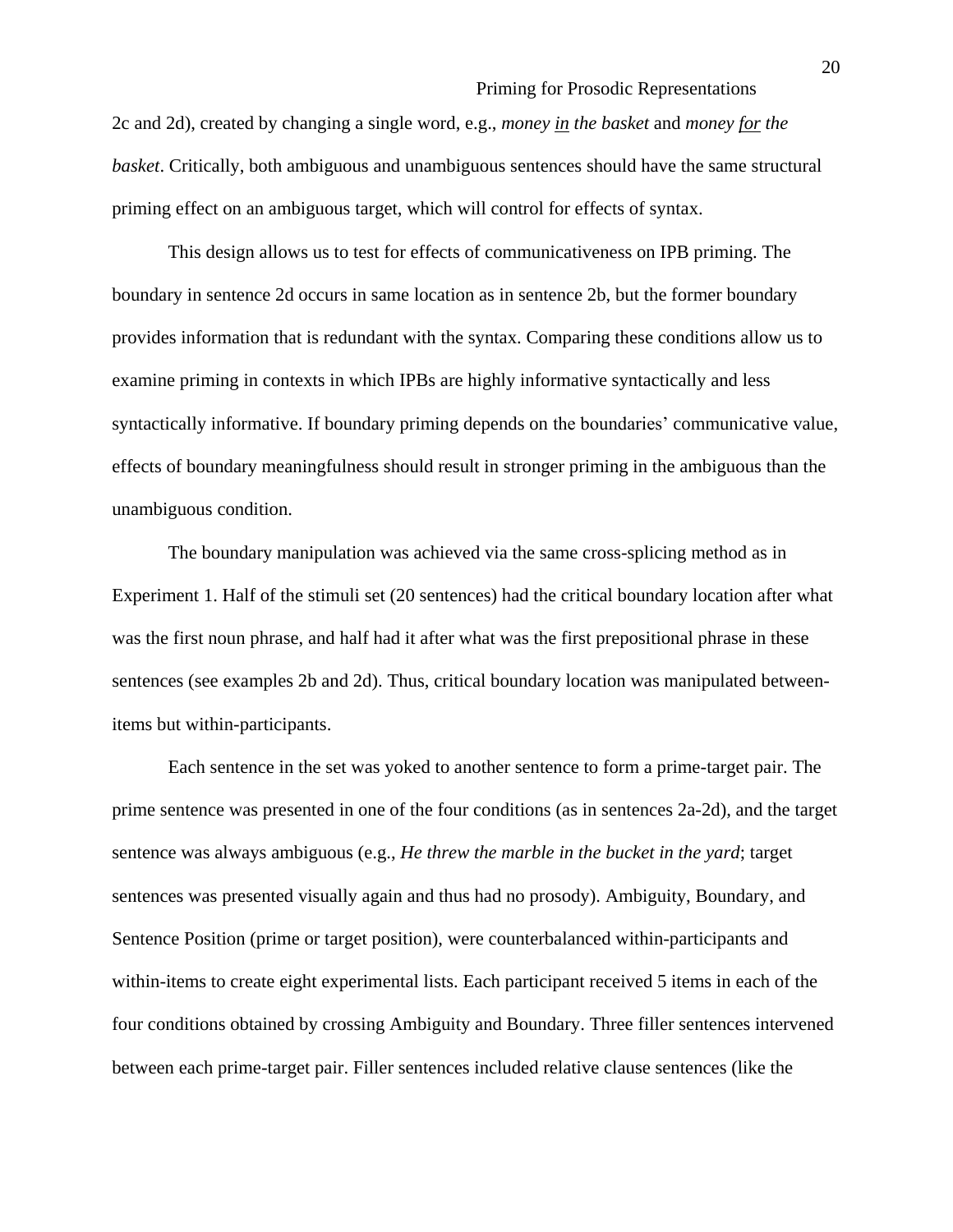2c and 2d), created by changing a single word, e.g., *money <u>in</u> the basket* and *money <u>for</u> the basket*. Critically, both ambiguous and unambiguous sentences should have the same structural priming effect on an ambiguous target, which will control for effects of syntax.

This design allows us to test for effects of communicativeness on IPB priming. The boundary in sentence 2d occurs in same location as in sentence 2b, but the former boundary provides information that is redundant with the syntax. Comparing these conditions allow us to examine priming in contexts in which IPBs are highly informative syntactically and less syntactically informative. If boundary priming depends on the boundaries' communicative value, effects of boundary meaningfulness should result in stronger priming in the ambiguous than the unambiguous condition.

The boundary manipulation was achieved via the same cross-splicing method as in Experiment 1. Half of the stimuli set (20 sentences) had the critical boundary location after what was the first noun phrase, and half had it after what was the first prepositional phrase in these sentences (see examples 2b and 2d). Thus, critical boundary location was manipulated between-items but within-participants.

Each sentence in the set was yoked to another sentence to form a prime-target pair. The prime sentence was presented in one of the four conditions (as in sentences 2a-2d), and the target sentence was always ambiguous (e.g., *He threw the marble in the bucket in the yard*; target sentences was presented visually again and thus had no prosody). Ambiguity, Boundary, and Sentence Position (prime or target position), were counterbalanced within-participants and within-items to create eight experimental lists. Each participant received 5 items in each of the four conditions obtained by crossing Ambiguity and Boundary. Three filler sentences intervened between each prime-target pair. Filler sentences included relative clause sentences (like the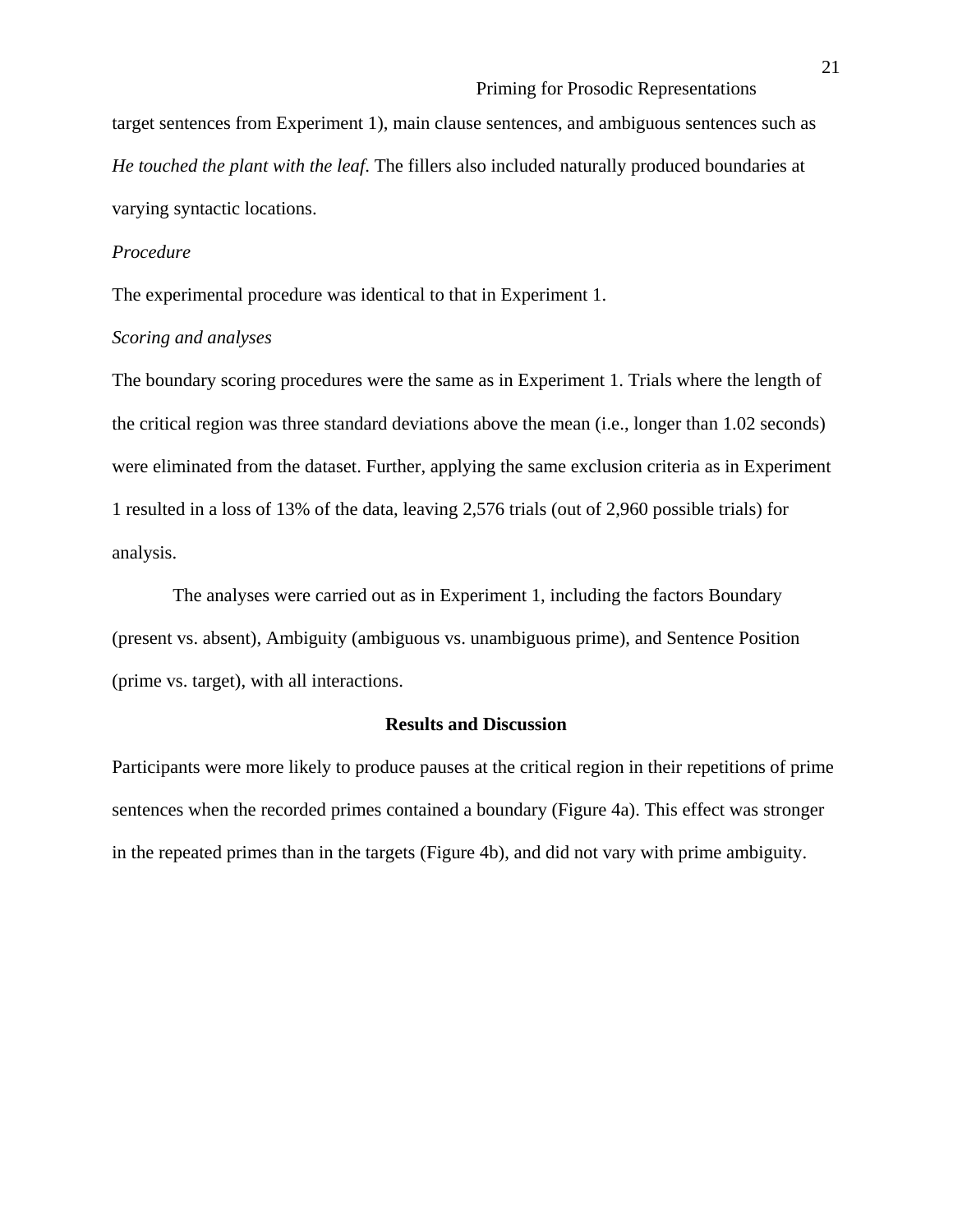target sentences from Experiment 1), main clause sentences, and ambiguous sentences such as *He touched the plant with the leaf*. The fillers also included naturally produced boundaries at varying syntactic locations.

*Procedure*

The experimental procedure was identical to that in Experiment 1.

*Scoring and analyses*

The boundary scoring procedures were the same as in Experiment 1. Trials where the length of the critical region was three standard deviations above the mean (i.e., longer than 1.02 seconds) were eliminated from the dataset. Further, applying the same exclusion criteria as in Experiment 1 resulted in a loss of 13% of the data, leaving 2,576 trials (out of 2,960 possible trials) for analysis.

The analyses were carried out as in Experiment 1, including the factors Boundary (present vs. absent), Ambiguity (ambiguous vs. unambiguous prime), and Sentence Position (prime vs. target), with all interactions.

## Results and Discussion

Participants were more likely to produce pauses at the critical region in their repetitions of prime sentences when the recorded primes contained a boundary (Figure 4a). This effect was stronger in the repeated primes than in the targets (Figure 4b), and did not vary with prime ambiguity.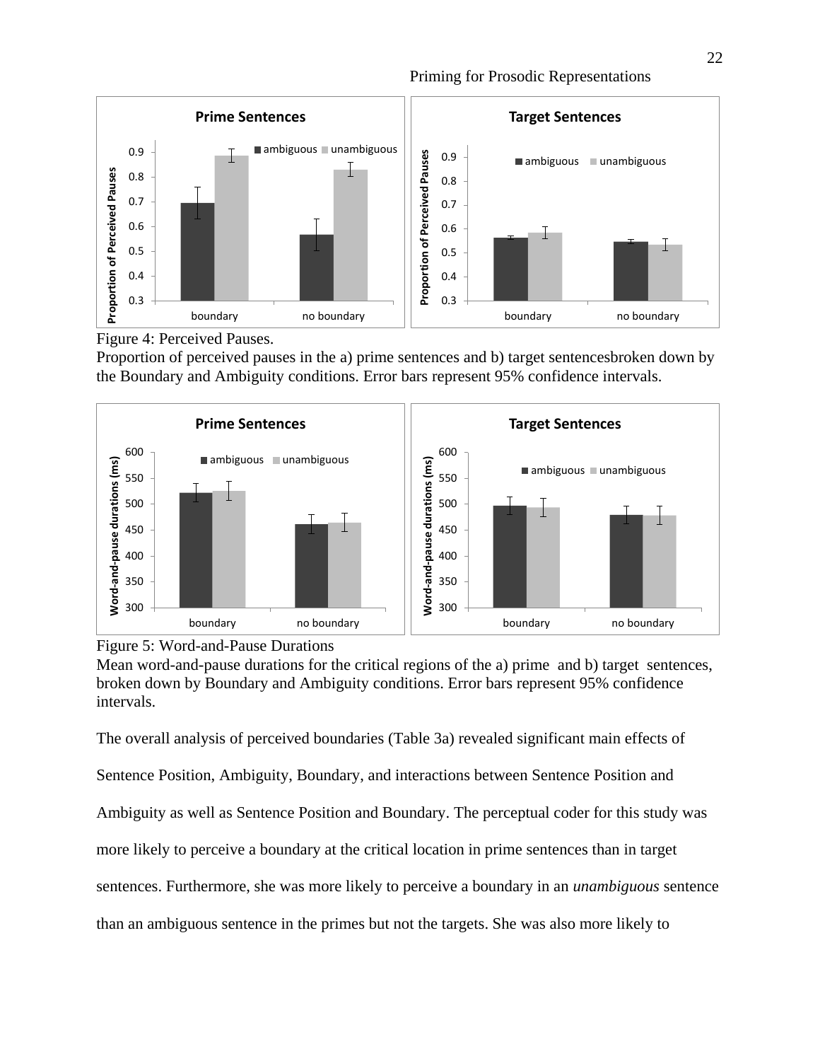Figure 4: Perceived Pauses.
Proportion of perceived pauses in the a) prime sentences and b) target sentencesbroken down by the Boundary and Ambiguity conditions. Error bars represent 95% confidence intervals.

Figure 5: Word-and-Pause Durations
Mean word-and-pause durations for the critical regions of the a) prime and b) target sentences, broken down by Boundary and Ambiguity conditions. Error bars represent 95% confidence intervals.

The overall analysis of perceived boundaries (Table 3a) revealed significant main effects of Sentence Position, Ambiguity, Boundary, and interactions between Sentence Position and Ambiguity as well as Sentence Position and Boundary. The perceptual coder for this study was more likely to perceive a boundary at the critical location in prime sentences than in target sentences. Furthermore, she was more likely to perceive a boundary in an *unambiguous* sentence than an ambiguous sentence in the primes but not the targets. She was also more likely to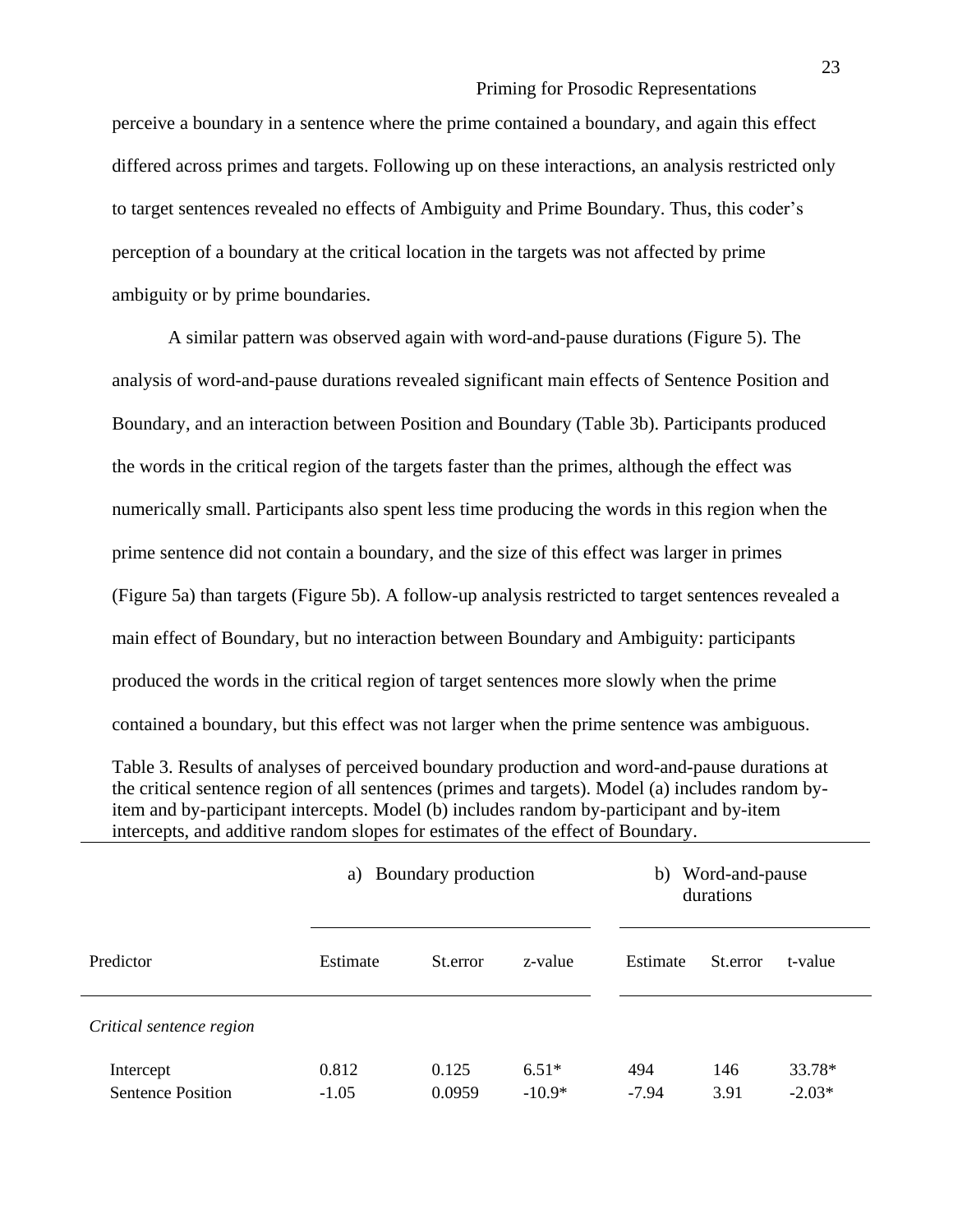perceive a boundary in a sentence where the prime contained a boundary, and again this effect differed across primes and targets. Following up on these interactions, an analysis restricted only to target sentences revealed no effects of Ambiguity and Prime Boundary. Thus, this coder's perception of a boundary at the critical location in the targets was not affected by prime ambiguity or by prime boundaries.

A similar pattern was observed again with word-and-pause durations (Figure 5). The analysis of word-and-pause durations revealed significant main effects of Sentence Position and Boundary, and an interaction between Position and Boundary (Table 3b). Participants produced the words in the critical region of the targets faster than the primes, although the effect was numerically small. Participants also spent less time producing the words in this region when the prime sentence did not contain a boundary, and the size of this effect was larger in primes (Figure 5a) than targets (Figure 5b). A follow-up analysis restricted to target sentences revealed a main effect of Boundary, but no interaction between Boundary and Ambiguity: participants produced the words in the critical region of target sentences more slowly when the prime contained a boundary, but this effect was not larger when the prime sentence was ambiguous.

Table 3. Results of analyses of perceived boundary production and word-and-pause durations at the critical sentence region of all sentences (primes and targets). Model (a) includes random by-item and by-participant intercepts. Model (b) includes random by-participant and by-item intercepts, and additive random slopes for estimates of the effect of Boundary.

| | a) Boundary production | | | b) Word-and-pause durations | | |
|---|---|---|---|---|---|---|
| Predictor | Estimate | St.error | z-value | Estimate | St.error | t-value |
| *Critical sentence region* | | | | | | |
| Intercept | 0.812 | 0.125 | 6.51* | 494 | 146 | 33.78* |
| Sentence Position | -1.05 | 0.0959 | -10.9* | -7.94 | 3.91 | -2.03* |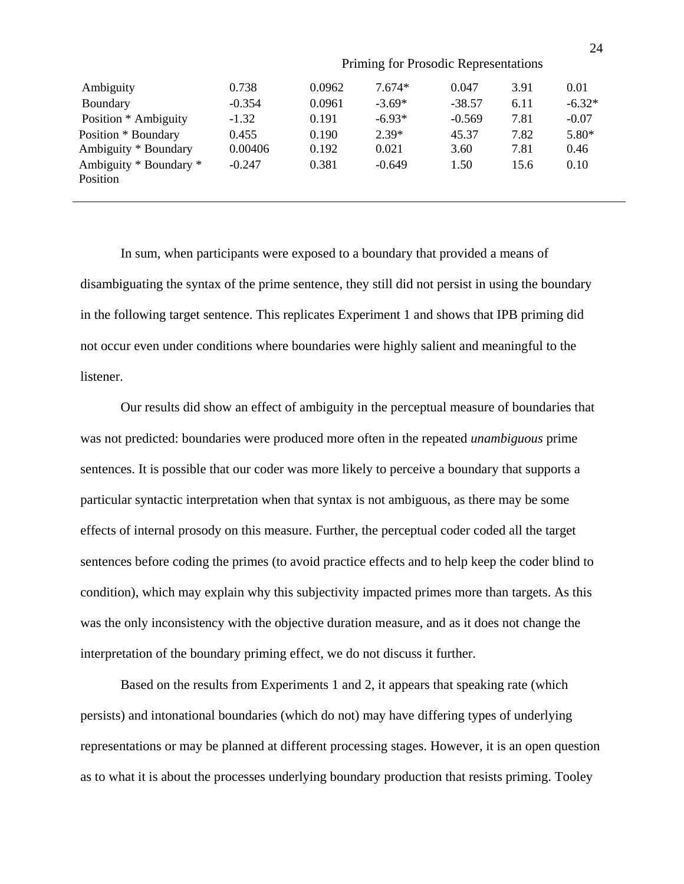| | | | | | | |
|---|---|---|---|---|---|---|
| | Priming for Prosodic Representations | | | | | |
| Ambiguity | 0.738 | 0.0962 | 7.674* | 0.047 | 3.91 | 0.01 |
| Boundary | -0.354 | 0.0961 | -3.69* | -38.57 | 6.11 | -6.32* |
| Position * Ambiguity | -1.32 | 0.191 | -6.93* | -0.569 | 7.81 | -0.07 |
| Position * Boundary | 0.455 | 0.190 | 2.39* | 45.37 | 7.82 | 5.80* |
| Ambiguity * Boundary | 0.00406 | 0.192 | 0.021 | 3.60 | 7.81 | 0.46 |
| Ambiguity * Boundary * Position | -0.247 | 0.381 | -0.649 | 1.50 | 15.6 | 0.10 |

In sum, when participants were exposed to a boundary that provided a means of disambiguating the syntax of the prime sentence, they still did not persist in using the boundary in the following target sentence. This replicates Experiment 1 and shows that IPB priming did not occur even under conditions where boundaries were highly salient and meaningful to the listener.

Our results did show an effect of ambiguity in the perceptual measure of boundaries that was not predicted: boundaries were produced more often in the repeated *unambiguous* prime sentences. It is possible that our coder was more likely to perceive a boundary that supports a particular syntactic interpretation when that syntax is not ambiguous, as there may be some effects of internal prosody on this measure. Further, the perceptual coder coded all the target sentences before coding the primes (to avoid practice effects and to help keep the coder blind to condition), which may explain why this subjectivity impacted primes more than targets. As this was the only inconsistency with the objective duration measure, and as it does not change the interpretation of the boundary priming effect, we do not discuss it further.

Based on the results from Experiments 1 and 2, it appears that speaking rate (which persists) and intonational boundaries (which do not) may have differing types of underlying representations or may be planned at different processing stages. However, it is an open question as to what it is about the processes underlying boundary production that resists priming. Tooley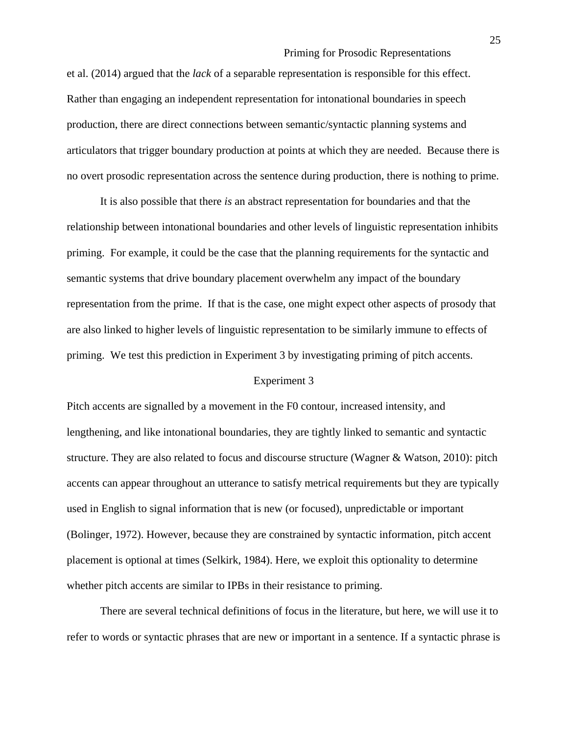et al. (2014) argued that the *lack* of a separable representation is responsible for this effect. Rather than engaging an independent representation for intonational boundaries in speech production, there are direct connections between semantic/syntactic planning systems and articulators that trigger boundary production at points at which they are needed. Because there is no overt prosodic representation across the sentence during production, there is nothing to prime.

It is also possible that there *is* an abstract representation for boundaries and that the relationship between intonational boundaries and other levels of linguistic representation inhibits priming. For example, it could be the case that the planning requirements for the syntactic and semantic systems that drive boundary placement overwhelm any impact of the boundary representation from the prime. If that is the case, one might expect other aspects of prosody that are also linked to higher levels of linguistic representation to be similarly immune to effects of priming. We test this prediction in Experiment 3 by investigating priming of pitch accents.

## Experiment 3

Pitch accents are signalled by a movement in the F0 contour, increased intensity, and lengthening, and like intonational boundaries, they are tightly linked to semantic and syntactic structure. They are also related to focus and discourse structure (Wagner & Watson, 2010): pitch accents can appear throughout an utterance to satisfy metrical requirements but they are typically used in English to signal information that is new (or focused), unpredictable or important (Bolinger, 1972). However, because they are constrained by syntactic information, pitch accent placement is optional at times (Selkirk, 1984). Here, we exploit this optionality to determine whether pitch accents are similar to IPBs in their resistance to priming.

There are several technical definitions of focus in the literature, but here, we will use it to refer to words or syntactic phrases that are new or important in a sentence. If a syntactic phrase is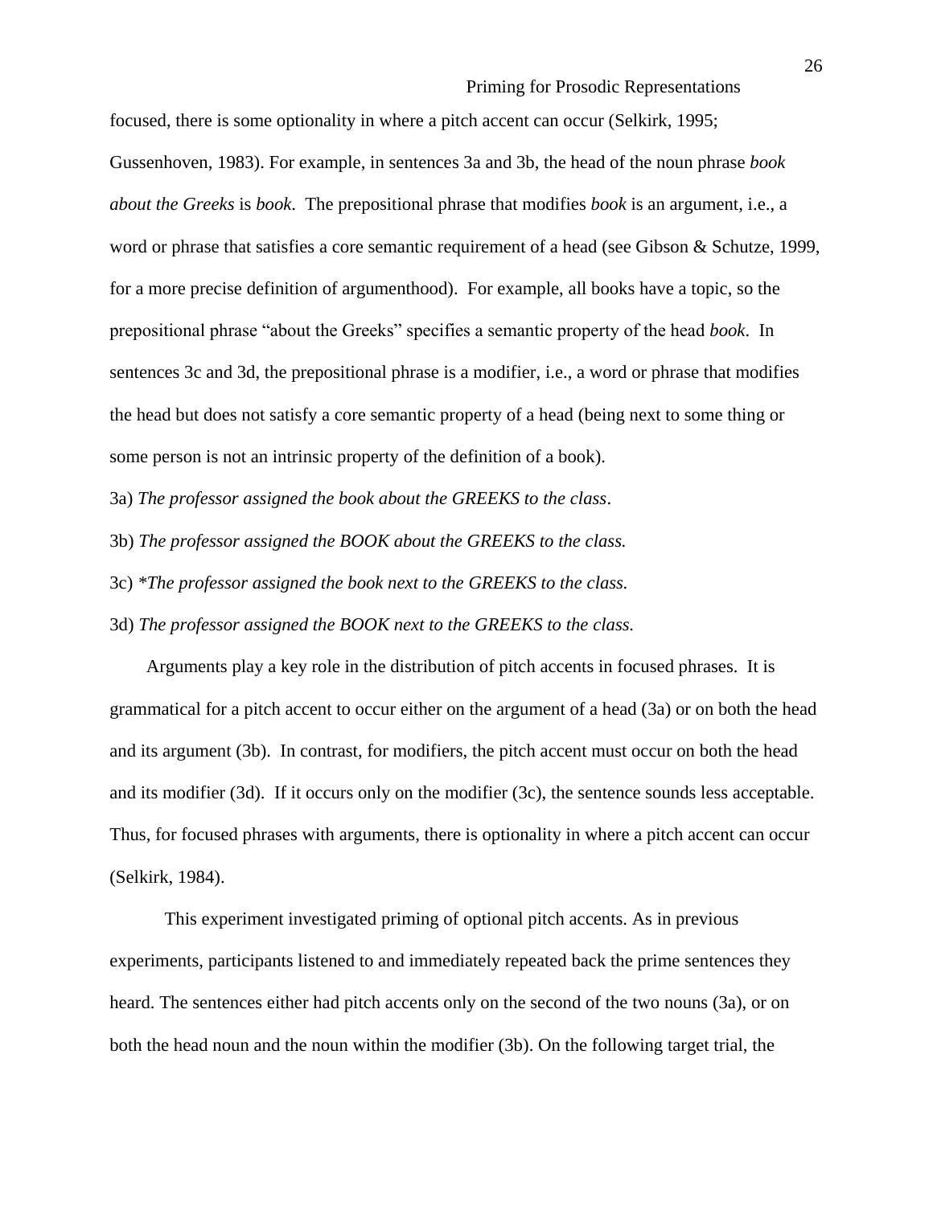focused, there is some optionality in where a pitch accent can occur (Selkirk, 1995; Gussenhoven, 1983). For example, in sentences 3a and 3b, the head of the noun phrase *book about the Greeks* is *book*. The prepositional phrase that modifies *book* is an argument, i.e., a word or phrase that satisfies a core semantic requirement of a head (see Gibson & Schutze, 1999, for a more precise definition of argumenthood). For example, all books have a topic, so the prepositional phrase "about the Greeks" specifies a semantic property of the head *book*. In sentences 3c and 3d, the prepositional phrase is a modifier, i.e., a word or phrase that modifies the head but does not satisfy a core semantic property of a head (being next to some thing or some person is not an intrinsic property of the definition of a book).

3a) *The professor assigned the book about the GREEKS to the class*.

3b) *The professor assigned the BOOK about the GREEKS to the class.*

3c) **The professor assigned the book next to the GREEKS to the class.*

3d) *The professor assigned the BOOK next to the GREEKS to the class.*

Arguments play a key role in the distribution of pitch accents in focused phrases. It is grammatical for a pitch accent to occur either on the argument of a head (3a) or on both the head and its argument (3b). In contrast, for modifiers, the pitch accent must occur on both the head and its modifier (3d). If it occurs only on the modifier (3c), the sentence sounds less acceptable. Thus, for focused phrases with arguments, there is optionality in where a pitch accent can occur (Selkirk, 1984).

This experiment investigated priming of optional pitch accents. As in previous experiments, participants listened to and immediately repeated back the prime sentences they heard. The sentences either had pitch accents only on the second of the two nouns (3a), or on both the head noun and the noun within the modifier (3b). On the following target trial, the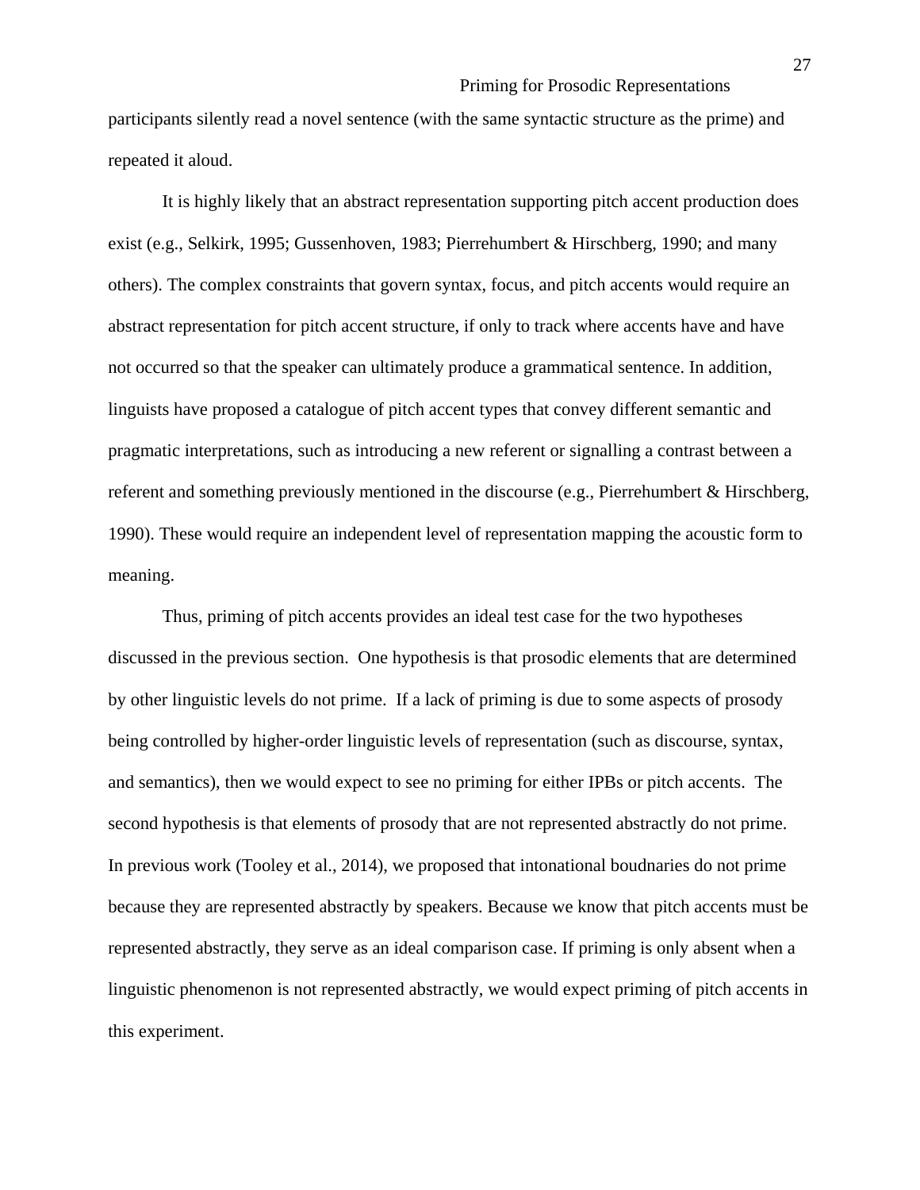participants silently read a novel sentence (with the same syntactic structure as the prime) and repeated it aloud.

It is highly likely that an abstract representation supporting pitch accent production does exist (e.g., Selkirk, 1995; Gussenhoven, 1983; Pierrehumbert & Hirschberg, 1990; and many others). The complex constraints that govern syntax, focus, and pitch accents would require an abstract representation for pitch accent structure, if only to track where accents have and have not occurred so that the speaker can ultimately produce a grammatical sentence. In addition, linguists have proposed a catalogue of pitch accent types that convey different semantic and pragmatic interpretations, such as introducing a new referent or signalling a contrast between a referent and something previously mentioned in the discourse (e.g., Pierrehumbert & Hirschberg, 1990). These would require an independent level of representation mapping the acoustic form to meaning.

Thus, priming of pitch accents provides an ideal test case for the two hypotheses discussed in the previous section. One hypothesis is that prosodic elements that are determined by other linguistic levels do not prime. If a lack of priming is due to some aspects of prosody being controlled by higher-order linguistic levels of representation (such as discourse, syntax, and semantics), then we would expect to see no priming for either IPBs or pitch accents. The second hypothesis is that elements of prosody that are not represented abstractly do not prime. In previous work (Tooley et al., 2014), we proposed that intonational boudnaries do not prime because they are represented abstractly by speakers. Because we know that pitch accents must be represented abstractly, they serve as an ideal comparison case. If priming is only absent when a linguistic phenomenon is not represented abstractly, we would expect priming of pitch accents in this experiment.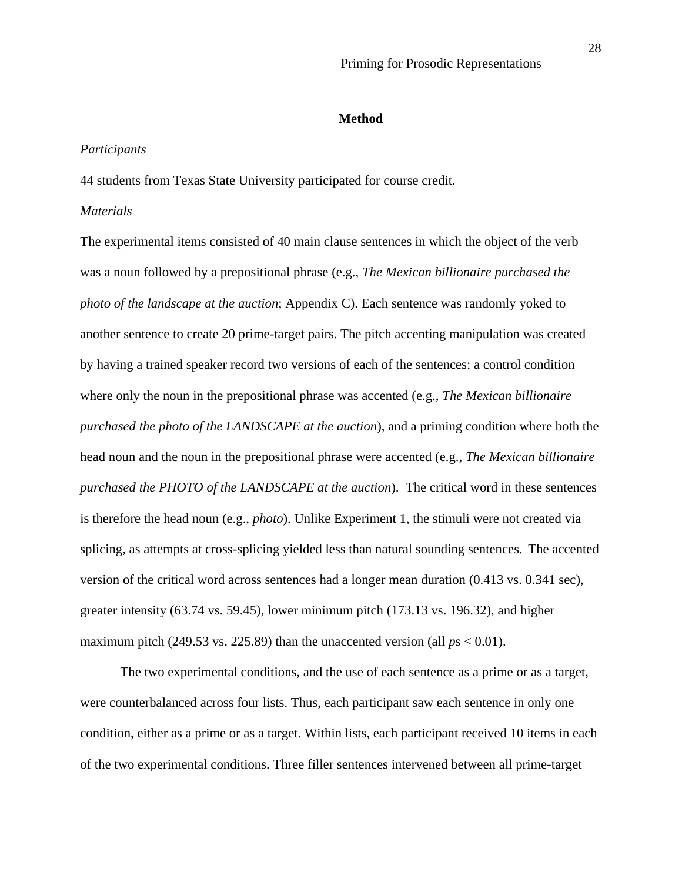## Method

*Participants*

44 students from Texas State University participated for course credit.

*Materials*

The experimental items consisted of 40 main clause sentences in which the object of the verb was a noun followed by a prepositional phrase (e.g., *The Mexican billionaire purchased the photo of the landscape at the auction*; Appendix C). Each sentence was randomly yoked to another sentence to create 20 prime-target pairs. The pitch accenting manipulation was created by having a trained speaker record two versions of each of the sentences: a control condition where only the noun in the prepositional phrase was accented (e.g., *The Mexican billionaire purchased the photo of the LANDSCAPE at the auction*), and a priming condition where both the head noun and the noun in the prepositional phrase were accented (e.g., *The Mexican billionaire purchased the PHOTO of the LANDSCAPE at the auction*). The critical word in these sentences is therefore the head noun (e.g., *photo*). Unlike Experiment 1, the stimuli were not created via splicing, as attempts at cross-splicing yielded less than natural sounding sentences. The accented version of the critical word across sentences had a longer mean duration (0.413 vs. 0.341 sec), greater intensity (63.74 vs. 59.45), lower minimum pitch (173.13 vs. 196.32), and higher maximum pitch (249.53 vs. 225.89) than the unaccented version (all $p$s $< 0.01$).

The two experimental conditions, and the use of each sentence as a prime or as a target, were counterbalanced across four lists. Thus, each participant saw each sentence in only one condition, either as a prime or as a target. Within lists, each participant received 10 items in each of the two experimental conditions. Three filler sentences intervened between all prime-target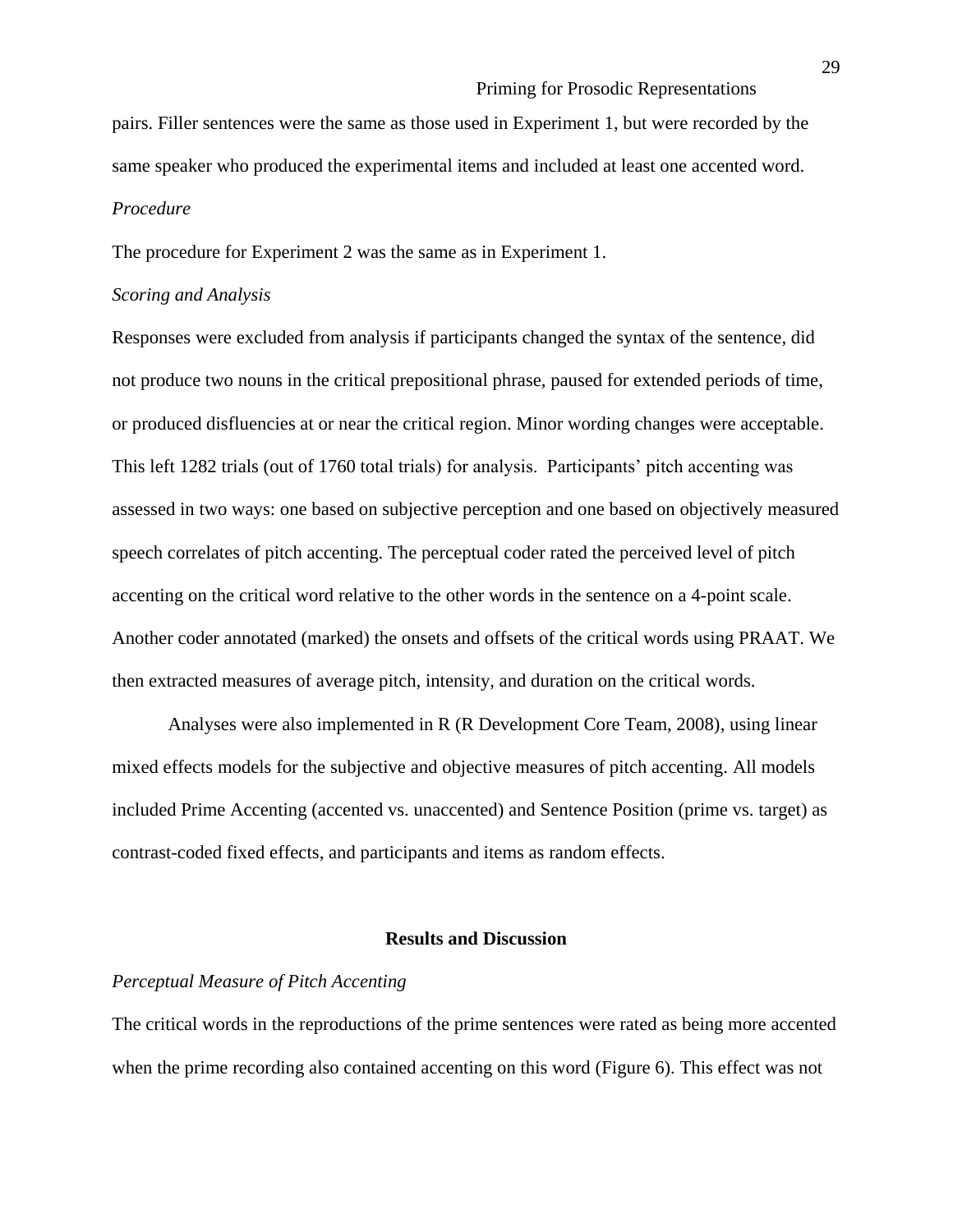pairs. Filler sentences were the same as those used in Experiment 1, but were recorded by the same speaker who produced the experimental items and included at least one accented word.

*Procedure*

The procedure for Experiment 2 was the same as in Experiment 1.

*Scoring and Analysis*

Responses were excluded from analysis if participants changed the syntax of the sentence, did not produce two nouns in the critical prepositional phrase, paused for extended periods of time, or produced disfluencies at or near the critical region. Minor wording changes were acceptable. This left 1282 trials (out of 1760 total trials) for analysis. Participants' pitch accenting was assessed in two ways: one based on subjective perception and one based on objectively measured speech correlates of pitch accenting. The perceptual coder rated the perceived level of pitch accenting on the critical word relative to the other words in the sentence on a 4-point scale. Another coder annotated (marked) the onsets and offsets of the critical words using PRAAT. We then extracted measures of average pitch, intensity, and duration on the critical words.

Analyses were also implemented in R (R Development Core Team, 2008), using linear mixed effects models for the subjective and objective measures of pitch accenting. All models included Prime Accenting (accented vs. unaccented) and Sentence Position (prime vs. target) as contrast-coded fixed effects, and participants and items as random effects.

## Results and Discussion

*Perceptual Measure of Pitch Accenting*

The critical words in the reproductions of the prime sentences were rated as being more accented when the prime recording also contained accenting on this word (Figure 6). This effect was not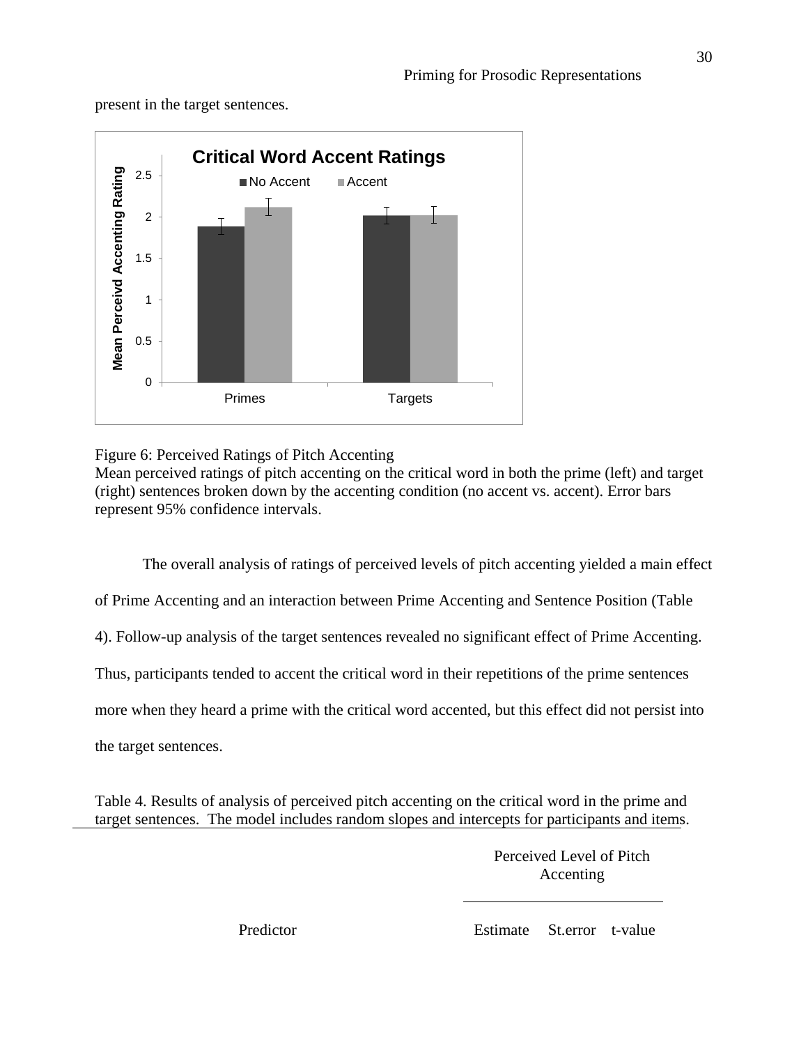present in the target sentences.

Figure 6: Perceived Ratings of Pitch Accenting
Mean perceived ratings of pitch accenting on the critical word in both the prime (left) and target (right) sentences broken down by the accenting condition (no accent vs. accent). Error bars represent 95% confidence intervals.

The overall analysis of ratings of perceived levels of pitch accenting yielded a main effect of Prime Accenting and an interaction between Prime Accenting and Sentence Position (Table 4). Follow-up analysis of the target sentences revealed no significant effect of Prime Accenting. Thus, participants tended to accent the critical word in their repetitions of the prime sentences more when they heard a prime with the critical word accented, but this effect did not persist into the target sentences.

Table 4. Results of analysis of perceived pitch accenting on the critical word in the prime and target sentences. The model includes random slopes and intercepts for participants and items.

| | Perceived Level of Pitch Accenting | | |
|---|---|---|---|
| Predictor | Estimate | St.error | t-value |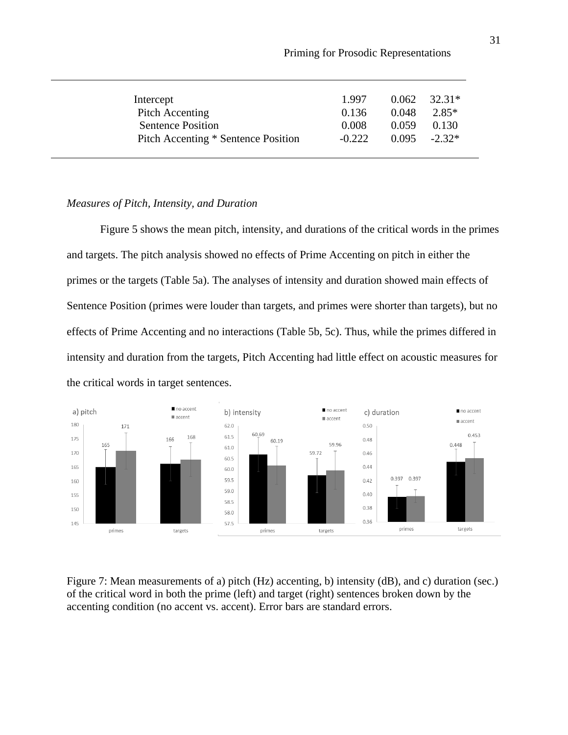| | | | |
|---|---|---|---|
| Intercept | 1.997 | 0.062 | 32.31* |
| Pitch Accenting | 0.136 | 0.048 | 2.85* |
| Sentence Position | 0.008 | 0.059 | 0.130 |
| Pitch Accenting * Sentence Position | -0.222 | 0.095 | -2.32* |

*Measures of Pitch, Intensity, and Duration*

Figure 5 shows the mean pitch, intensity, and durations of the critical words in the primes and targets. The pitch analysis showed no effects of Prime Accenting on pitch in either the primes or the targets (Table 5a). The analyses of intensity and duration showed main effects of Sentence Position (primes were louder than targets, and primes were shorter than targets), but no effects of Prime Accenting and no interactions (Table 5b, 5c). Thus, while the primes differed in intensity and duration from the targets, Pitch Accenting had little effect on acoustic measures for the critical words in target sentences.

Figure 7: Mean measurements of a) pitch (Hz) accenting, b) intensity (dB), and c) duration (sec.) of the critical word in both the prime (left) and target (right) sentences broken down by the accenting condition (no accent vs. accent). Error bars are standard errors.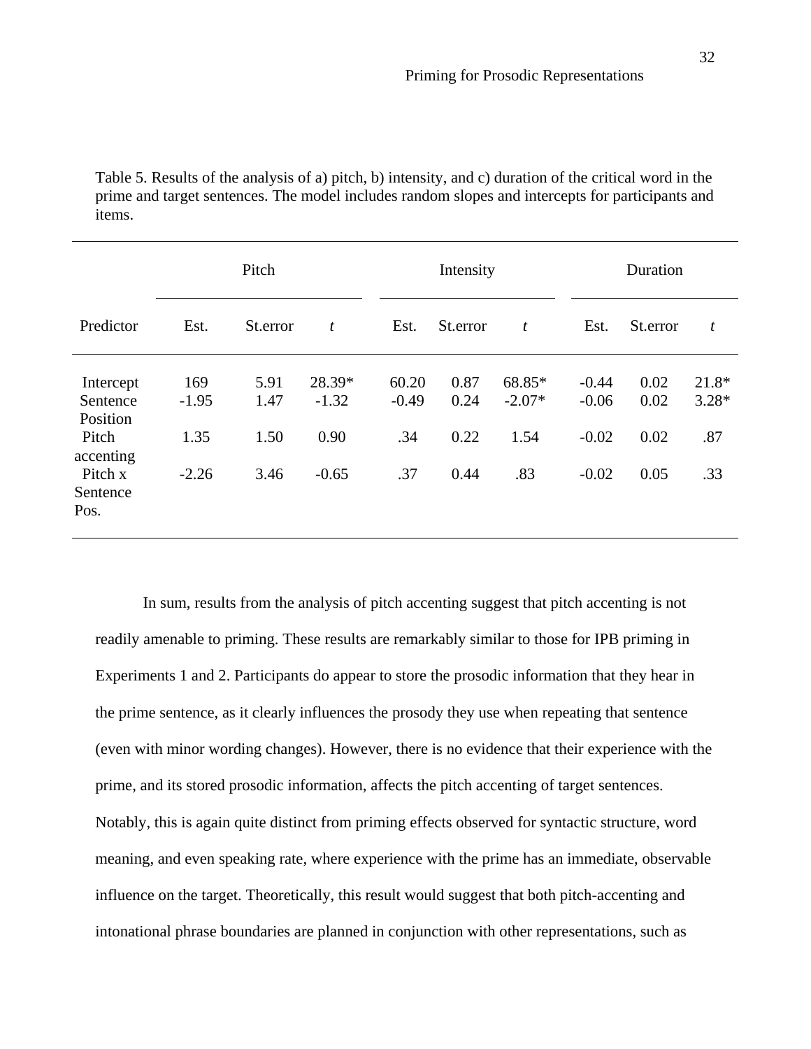Table 5. Results of the analysis of a) pitch, b) intensity, and c) duration of the critical word in the prime and target sentences. The model includes random slopes and intercepts for participants and items.

| | Pitch | | | Intensity | | | Duration | | |
|---|---|---|---|---|---|---|---|---|---|
| Predictor | Est. | St.error | *t* | Est. | St.error | *t* | Est. | St.error | *t* |
| Intercept | 169 | 5.91 | 28.39* | 60.20 | 0.87 | 68.85* | -0.44 | 0.02 | 21.8* |
| Sentence Position | -1.95 | 1.47 | -1.32 | -0.49 | 0.24 | -2.07* | -0.06 | 0.02 | 3.28* |
| Pitch accenting | 1.35 | 1.50 | 0.90 | .34 | 0.22 | 1.54 | -0.02 | 0.02 | .87 |
| Pitch x Sentence Pos. | -2.26 | 3.46 | -0.65 | .37 | 0.44 | .83 | -0.02 | 0.05 | .33 |

In sum, results from the analysis of pitch accenting suggest that pitch accenting is not readily amenable to priming. These results are remarkably similar to those for IPB priming in Experiments 1 and 2. Participants do appear to store the prosodic information that they hear in the prime sentence, as it clearly influences the prosody they use when repeating that sentence (even with minor wording changes). However, there is no evidence that their experience with the prime, and its stored prosodic information, affects the pitch accenting of target sentences. Notably, this is again quite distinct from priming effects observed for syntactic structure, word meaning, and even speaking rate, where experience with the prime has an immediate, observable influence on the target. Theoretically, this result would suggest that both pitch-accenting and intonational phrase boundaries are planned in conjunction with other representations, such as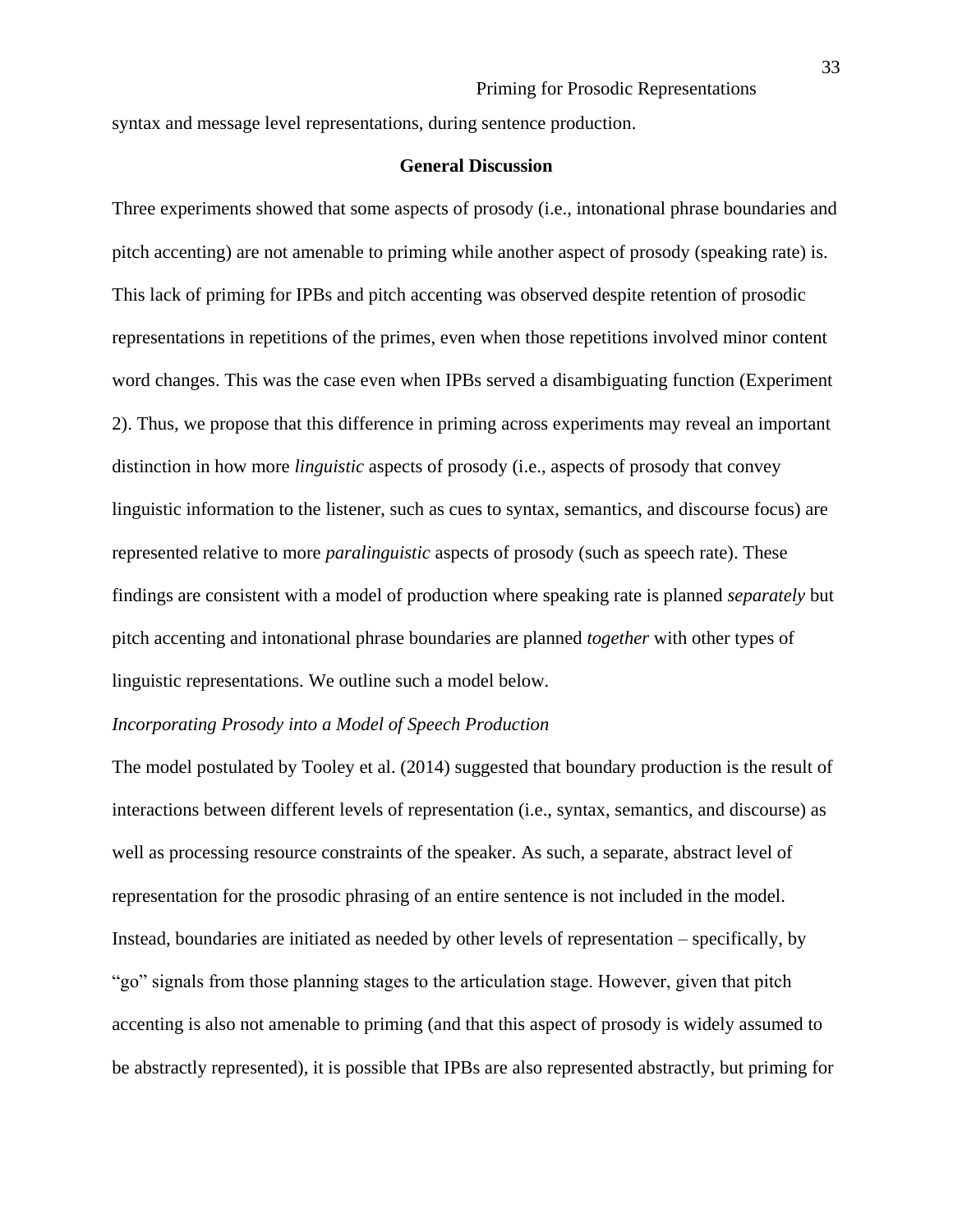syntax and message level representations, during sentence production.

## General Discussion

Three experiments showed that some aspects of prosody (i.e., intonational phrase boundaries and pitch accenting) are not amenable to priming while another aspect of prosody (speaking rate) is. This lack of priming for IPBs and pitch accenting was observed despite retention of prosodic representations in repetitions of the primes, even when those repetitions involved minor content word changes. This was the case even when IPBs served a disambiguating function (Experiment 2). Thus, we propose that this difference in priming across experiments may reveal an important distinction in how more *linguistic* aspects of prosody (i.e., aspects of prosody that convey linguistic information to the listener, such as cues to syntax, semantics, and discourse focus) are represented relative to more *paralinguistic* aspects of prosody (such as speech rate). These findings are consistent with a model of production where speaking rate is planned *separately* but pitch accenting and intonational phrase boundaries are planned *together* with other types of linguistic representations. We outline such a model below.

### *Incorporating Prosody into a Model of Speech Production*

The model postulated by Tooley et al. (2014) suggested that boundary production is the result of interactions between different levels of representation (i.e., syntax, semantics, and discourse) as well as processing resource constraints of the speaker. As such, a separate, abstract level of representation for the prosodic phrasing of an entire sentence is not included in the model. Instead, boundaries are initiated as needed by other levels of representation – specifically, by "go" signals from those planning stages to the articulation stage. However, given that pitch accenting is also not amenable to priming (and that this aspect of prosody is widely assumed to be abstractly represented), it is possible that IPBs are also represented abstractly, but priming for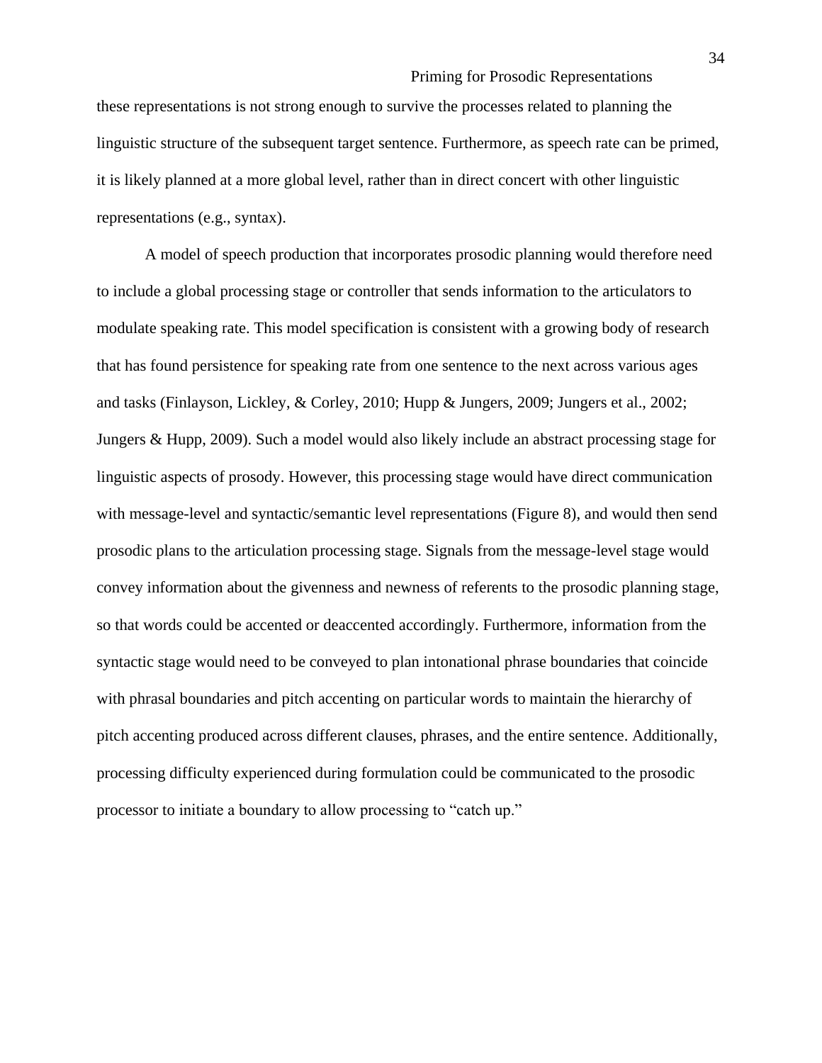these representations is not strong enough to survive the processes related to planning the linguistic structure of the subsequent target sentence. Furthermore, as speech rate can be primed, it is likely planned at a more global level, rather than in direct concert with other linguistic representations (e.g., syntax).

A model of speech production that incorporates prosodic planning would therefore need to include a global processing stage or controller that sends information to the articulators to modulate speaking rate. This model specification is consistent with a growing body of research that has found persistence for speaking rate from one sentence to the next across various ages and tasks (Finlayson, Lickley, & Corley, 2010; Hupp & Jungers, 2009; Jungers et al., 2002; Jungers & Hupp, 2009). Such a model would also likely include an abstract processing stage for linguistic aspects of prosody. However, this processing stage would have direct communication with message-level and syntactic/semantic level representations (Figure 8), and would then send prosodic plans to the articulation processing stage. Signals from the message-level stage would convey information about the givenness and newness of referents to the prosodic planning stage, so that words could be accented or deaccented accordingly. Furthermore, information from the syntactic stage would need to be conveyed to plan intonational phrase boundaries that coincide with phrasal boundaries and pitch accenting on particular words to maintain the hierarchy of pitch accenting produced across different clauses, phrases, and the entire sentence. Additionally, processing difficulty experienced during formulation could be communicated to the prosodic processor to initiate a boundary to allow processing to "catch up."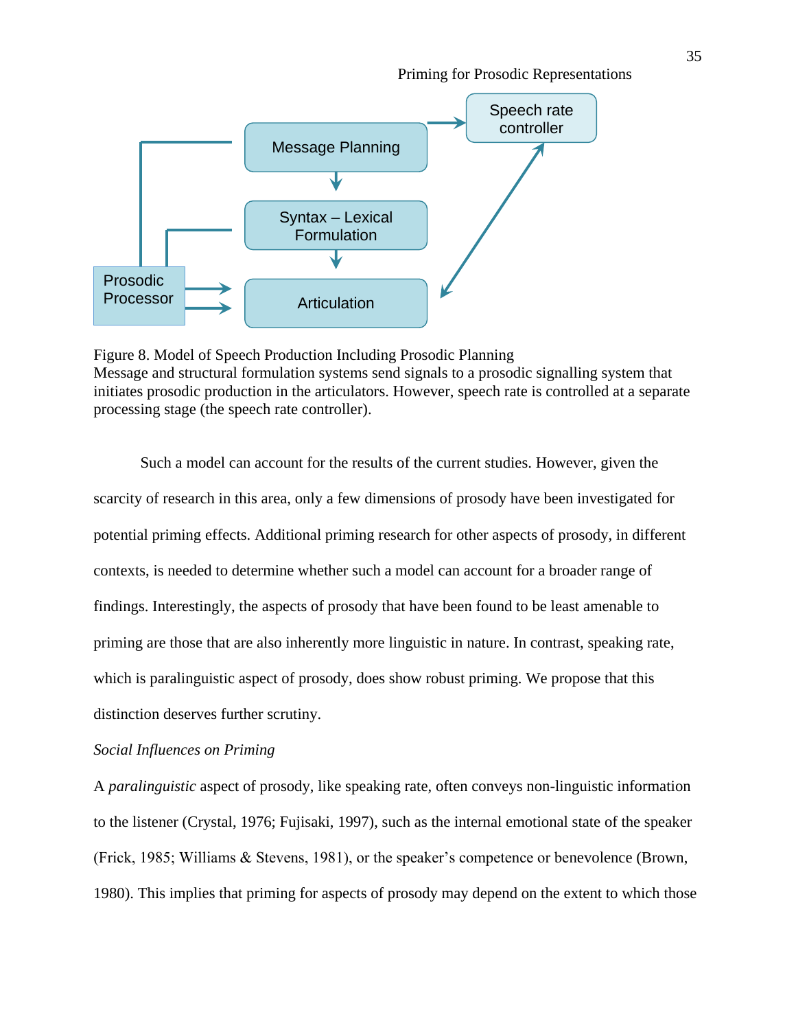Figure 8. Model of Speech Production Including Prosodic Planning
Message and structural formulation systems send signals to a prosodic signalling system that initiates prosodic production in the articulators. However, speech rate is controlled at a separate processing stage (the speech rate controller).

Such a model can account for the results of the current studies. However, given the scarcity of research in this area, only a few dimensions of prosody have been investigated for potential priming effects. Additional priming research for other aspects of prosody, in different contexts, is needed to determine whether such a model can account for a broader range of findings. Interestingly, the aspects of prosody that have been found to be least amenable to priming are those that are also inherently more linguistic in nature. In contrast, speaking rate, which is paralinguistic aspect of prosody, does show robust priming. We propose that this distinction deserves further scrutiny.

*Social Influences on Priming*

A *paralinguistic* aspect of prosody, like speaking rate, often conveys non-linguistic information to the listener (Crystal, 1976; Fujisaki, 1997), such as the internal emotional state of the speaker (Frick, 1985; Williams & Stevens, 1981), or the speaker's competence or benevolence (Brown, 1980). This implies that priming for aspects of prosody may depend on the extent to which those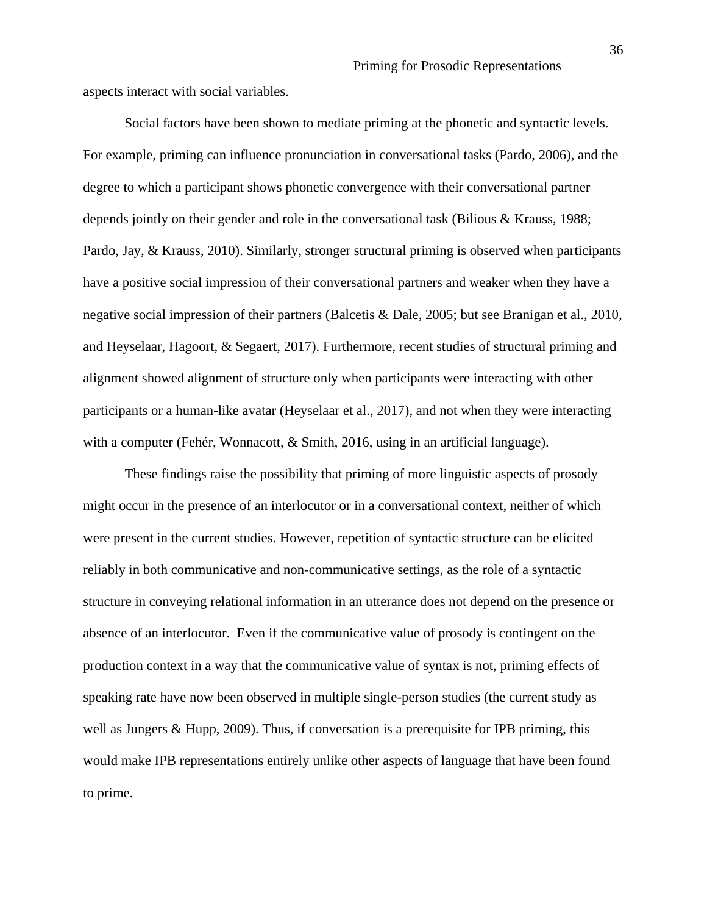aspects interact with social variables.

Social factors have been shown to mediate priming at the phonetic and syntactic levels. For example, priming can influence pronunciation in conversational tasks (Pardo, 2006), and the degree to which a participant shows phonetic convergence with their conversational partner depends jointly on their gender and role in the conversational task (Bilious & Krauss, 1988; Pardo, Jay, & Krauss, 2010). Similarly, stronger structural priming is observed when participants have a positive social impression of their conversational partners and weaker when they have a negative social impression of their partners (Balcetis & Dale, 2005; but see Branigan et al., 2010, and Heyselaar, Hagoort, & Segaert, 2017). Furthermore, recent studies of structural priming and alignment showed alignment of structure only when participants were interacting with other participants or a human-like avatar (Heyselaar et al., 2017), and not when they were interacting with a computer (Fehér, Wonnacott, & Smith, 2016, using in an artificial language).

These findings raise the possibility that priming of more linguistic aspects of prosody might occur in the presence of an interlocutor or in a conversational context, neither of which were present in the current studies. However, repetition of syntactic structure can be elicited reliably in both communicative and non-communicative settings, as the role of a syntactic structure in conveying relational information in an utterance does not depend on the presence or absence of an interlocutor. Even if the communicative value of prosody is contingent on the production context in a way that the communicative value of syntax is not, priming effects of speaking rate have now been observed in multiple single-person studies (the current study as well as Jungers & Hupp, 2009). Thus, if conversation is a prerequisite for IPB priming, this would make IPB representations entirely unlike other aspects of language that have been found to prime.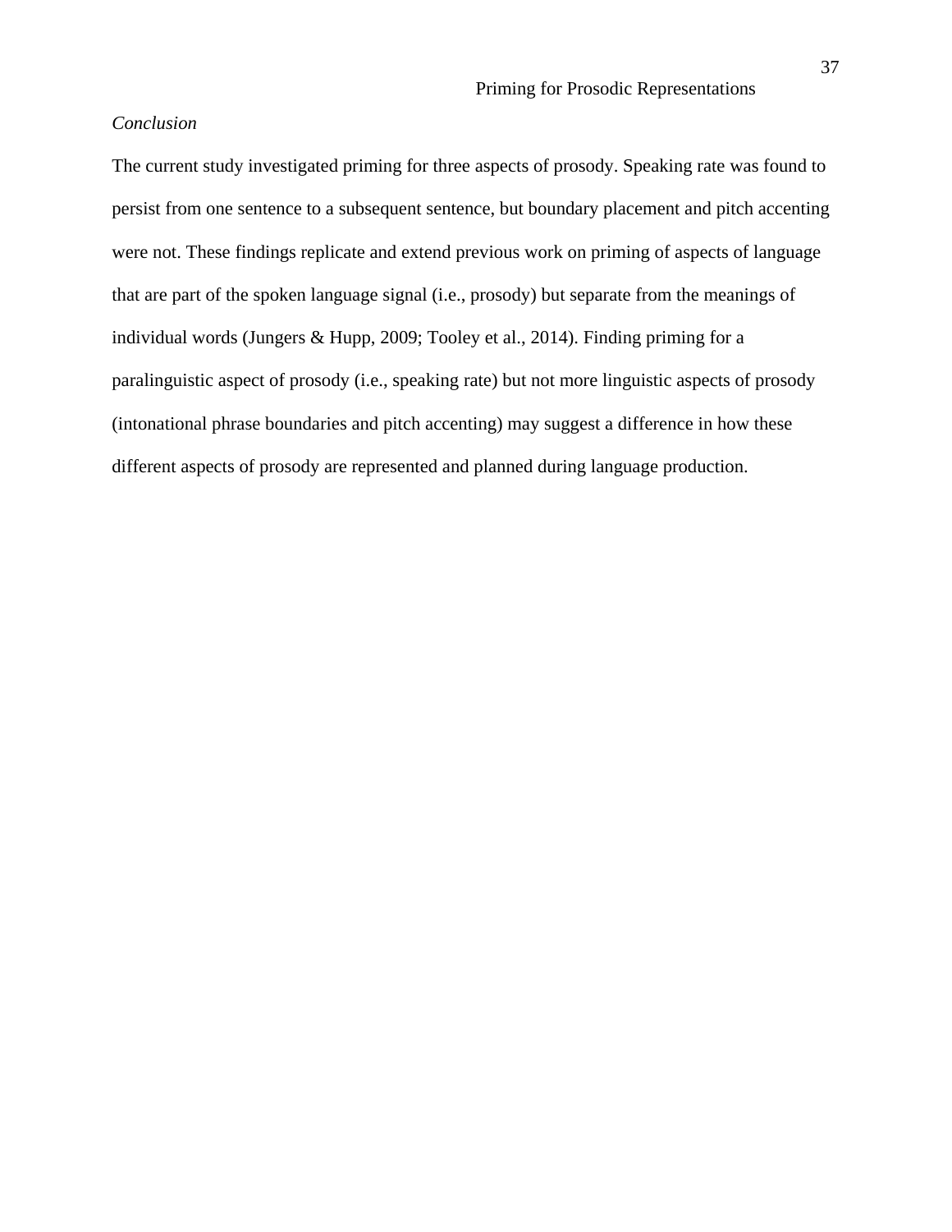*Conclusion*

The current study investigated priming for three aspects of prosody. Speaking rate was found to persist from one sentence to a subsequent sentence, but boundary placement and pitch accenting were not. These findings replicate and extend previous work on priming of aspects of language that are part of the spoken language signal (i.e., prosody) but separate from the meanings of individual words (Jungers & Hupp, 2009; Tooley et al., 2014). Finding priming for a paralinguistic aspect of prosody (i.e., speaking rate) but not more linguistic aspects of prosody (intonational phrase boundaries and pitch accenting) may suggest a difference in how these different aspects of prosody are represented and planned during language production.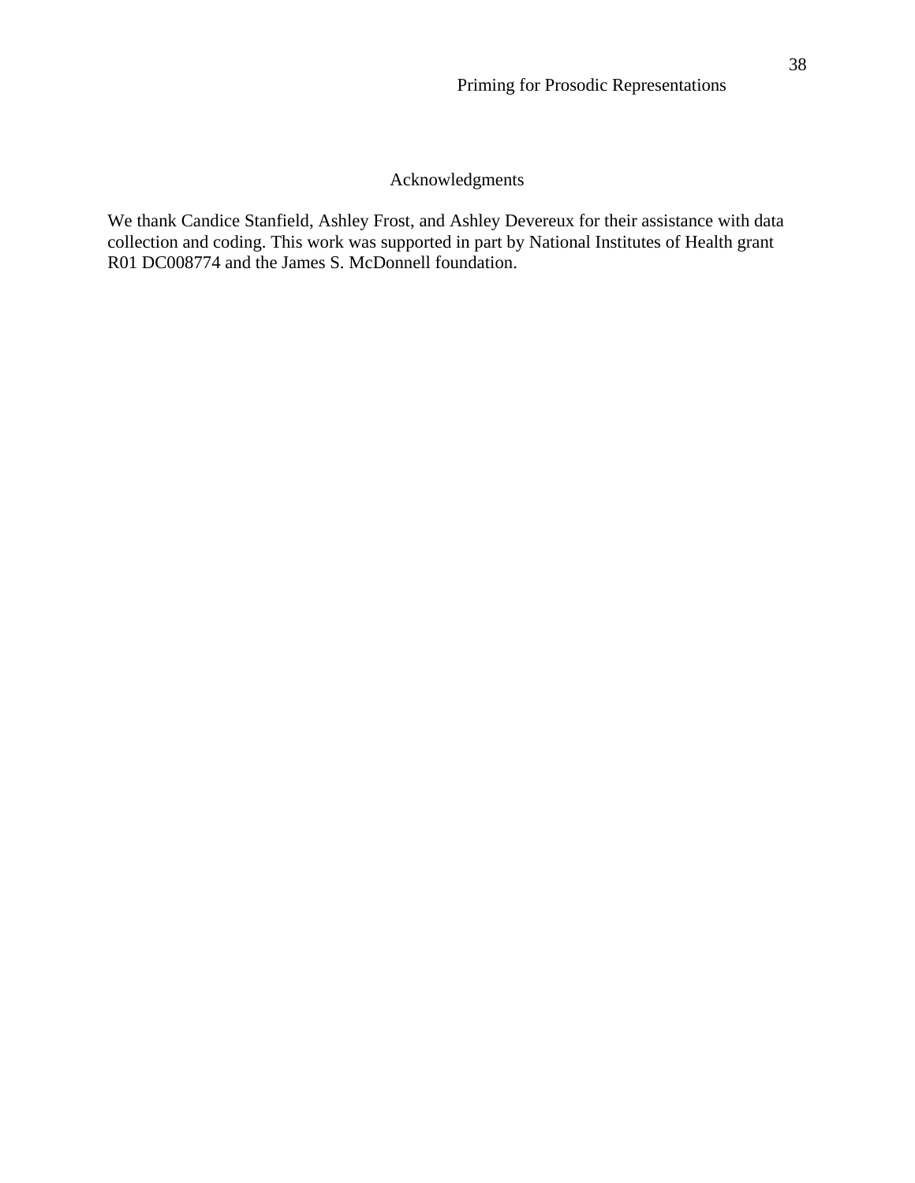## Acknowledgments

We thank Candice Stanfield, Ashley Frost, and Ashley Devereux for their assistance with data collection and coding. This work was supported in part by National Institutes of Health grant R01 DC008774 and the James S. McDonnell foundation.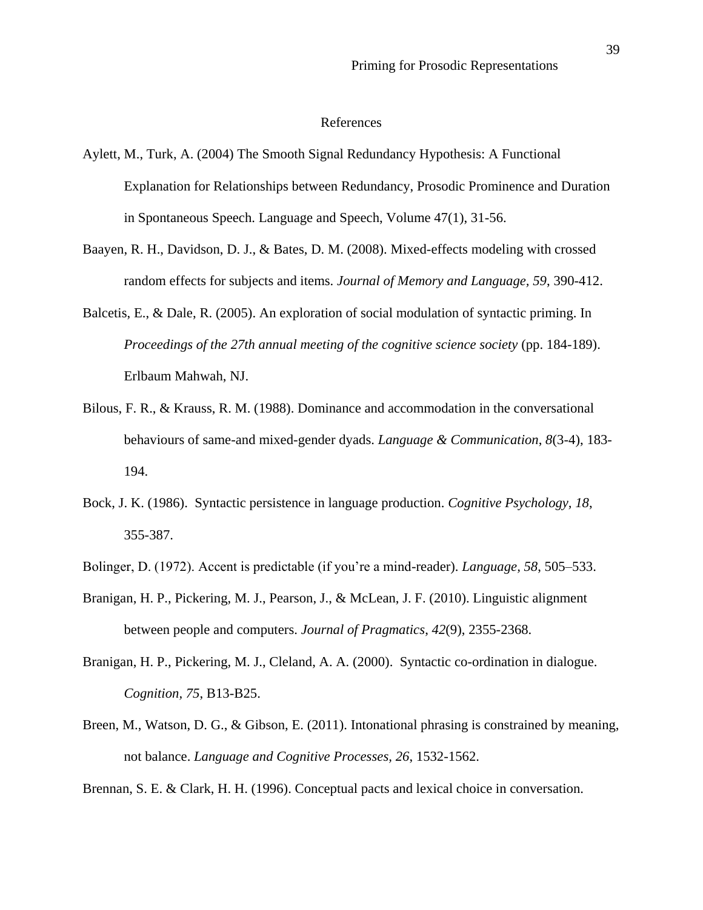# References

Aylett, M., Turk, A. (2004) The Smooth Signal Redundancy Hypothesis: A Functional Explanation for Relationships between Redundancy, Prosodic Prominence and Duration in Spontaneous Speech. Language and Speech, Volume 47(1), 31-56.

Baayen, R. H., Davidson, D. J., & Bates, D. M. (2008). Mixed-effects modeling with crossed random effects for subjects and items. *Journal of Memory and Language*, *59*, 390-412.

Balcetis, E., & Dale, R. (2005). An exploration of social modulation of syntactic priming. In *Proceedings of the 27th annual meeting of the cognitive science society* (pp. 184-189). Erlbaum Mahwah, NJ.

Bilous, F. R., & Krauss, R. M. (1988). Dominance and accommodation in the conversational behaviours of same-and mixed-gender dyads. *Language & Communication*, *8*(3-4), 183-194.

Bock, J. K. (1986). Syntactic persistence in language production. *Cognitive Psychology, 18*, 355-387.

Bolinger, D. (1972). Accent is predictable (if you're a mind-reader). *Language, 58*, 505–533.

Branigan, H. P., Pickering, M. J., Pearson, J., & McLean, J. F. (2010). Linguistic alignment between people and computers. *Journal of Pragmatics*, *42*(9), 2355-2368.

Branigan, H. P., Pickering, M. J., Cleland, A. A. (2000). Syntactic co-ordination in dialogue. *Cognition*, *75*, B13-B25.

Breen, M., Watson, D. G., & Gibson, E. (2011). Intonational phrasing is constrained by meaning, not balance. *Language and Cognitive Processes*, *26*, 1532-1562.

Brennan, S. E. & Clark, H. H. (1996). Conceptual pacts and lexical choice in conversation.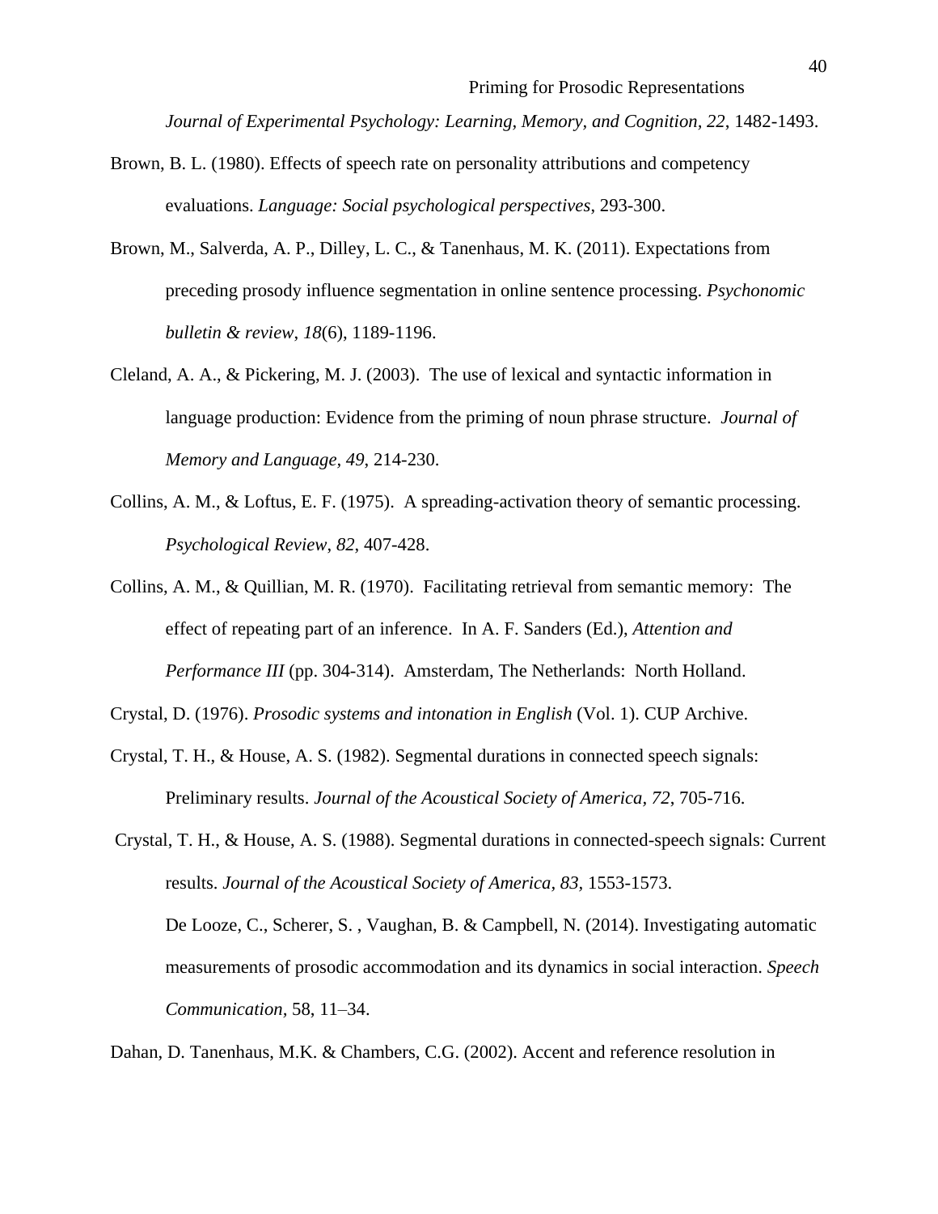*Journal of Experimental Psychology: Learning, Memory, and Cognition, 22*, 1482-1493.

Brown, B. L. (1980). Effects of speech rate on personality attributions and competency evaluations. *Language: Social psychological perspectives*, 293-300.

Brown, M., Salverda, A. P., Dilley, L. C., & Tanenhaus, M. K. (2011). Expectations from preceding prosody influence segmentation in online sentence processing. *Psychonomic bulletin & review*, *18*(6), 1189-1196.

Cleland, A. A., & Pickering, M. J. (2003). The use of lexical and syntactic information in language production: Evidence from the priming of noun phrase structure. *Journal of Memory and Language, 49*, 214-230.

Collins, A. M., & Loftus, E. F. (1975). A spreading-activation theory of semantic processing. *Psychological Review*, *82*, 407-428.

Collins, A. M., & Quillian, M. R. (1970). Facilitating retrieval from semantic memory: The effect of repeating part of an inference. In A. F. Sanders (Ed.), *Attention and Performance III* (pp. 304-314). Amsterdam, The Netherlands: North Holland.

Crystal, D. (1976). *Prosodic systems and intonation in English* (Vol. 1). CUP Archive.

Crystal, T. H., & House, A. S. (1982). Segmental durations in connected speech signals: Preliminary results. *Journal of the Acoustical Society of America, 72*, 705-716.

Crystal, T. H., & House, A. S. (1988). Segmental durations in connected-speech signals: Current results. *Journal of the Acoustical Society of America, 83*, 1553-1573.

De Looze, C., Scherer, S. , Vaughan, B. & Campbell, N. (2014). Investigating automatic measurements of prosodic accommodation and its dynamics in social interaction. *Speech Communication*, 58, 11–34.

Dahan, D. Tanenhaus, M.K. & Chambers, C.G. (2002). Accent and reference resolution in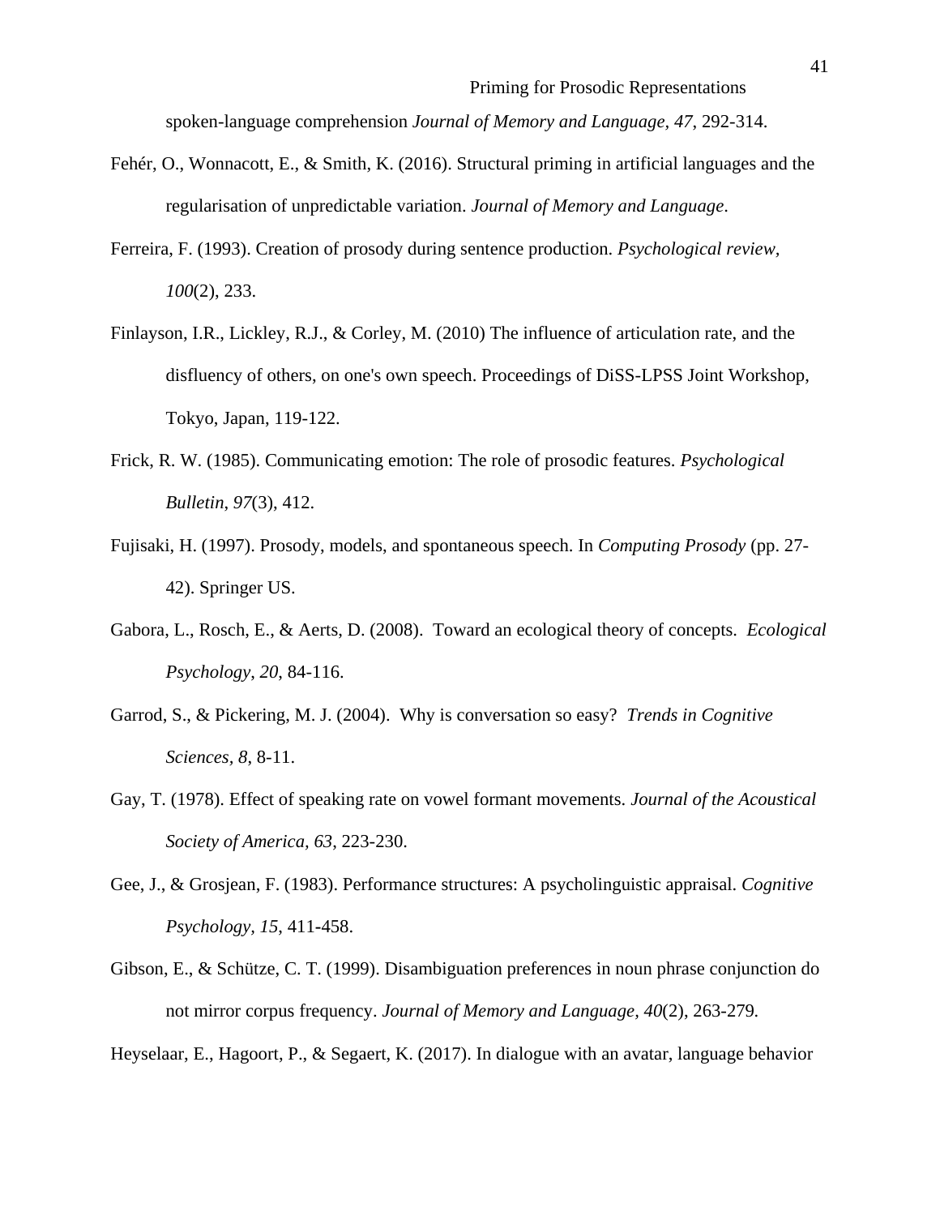spoken-language comprehension *Journal of Memory and Language, 47*, 292-314.

Fehér, O., Wonnacott, E., & Smith, K. (2016). Structural priming in artificial languages and the regularisation of unpredictable variation. *Journal of Memory and Language*.

Ferreira, F. (1993). Creation of prosody during sentence production. *Psychological review, 100*(2), 233.

Finlayson, I.R., Lickley, R.J., & Corley, M. (2010) The influence of articulation rate, and the disfluency of others, on one's own speech. Proceedings of DiSS-LPSS Joint Workshop, Tokyo, Japan, 119-122.

Frick, R. W. (1985). Communicating emotion: The role of prosodic features. *Psychological Bulletin*, *97*(3), 412.

Fujisaki, H. (1997). Prosody, models, and spontaneous speech. In *Computing Prosody* (pp. 27-42). Springer US.

Gabora, L., Rosch, E., & Aerts, D. (2008). Toward an ecological theory of concepts. *Ecological Psychology*, *20*, 84-116.

Garrod, S., & Pickering, M. J. (2004). Why is conversation so easy? *Trends in Cognitive Sciences, 8*, 8-11.

Gay, T. (1978). Effect of speaking rate on vowel formant movements. *Journal of the Acoustical Society of America, 63*, 223-230.

Gee, J., & Grosjean, F. (1983). Performance structures: A psycholinguistic appraisal. *Cognitive Psychology, 15*, 411-458.

Gibson, E., & Schütze, C. T. (1999). Disambiguation preferences in noun phrase conjunction do not mirror corpus frequency. *Journal of Memory and Language, 40*(2), 263-279.

Heyselaar, E., Hagoort, P., & Segaert, K. (2017). In dialogue with an avatar, language behavior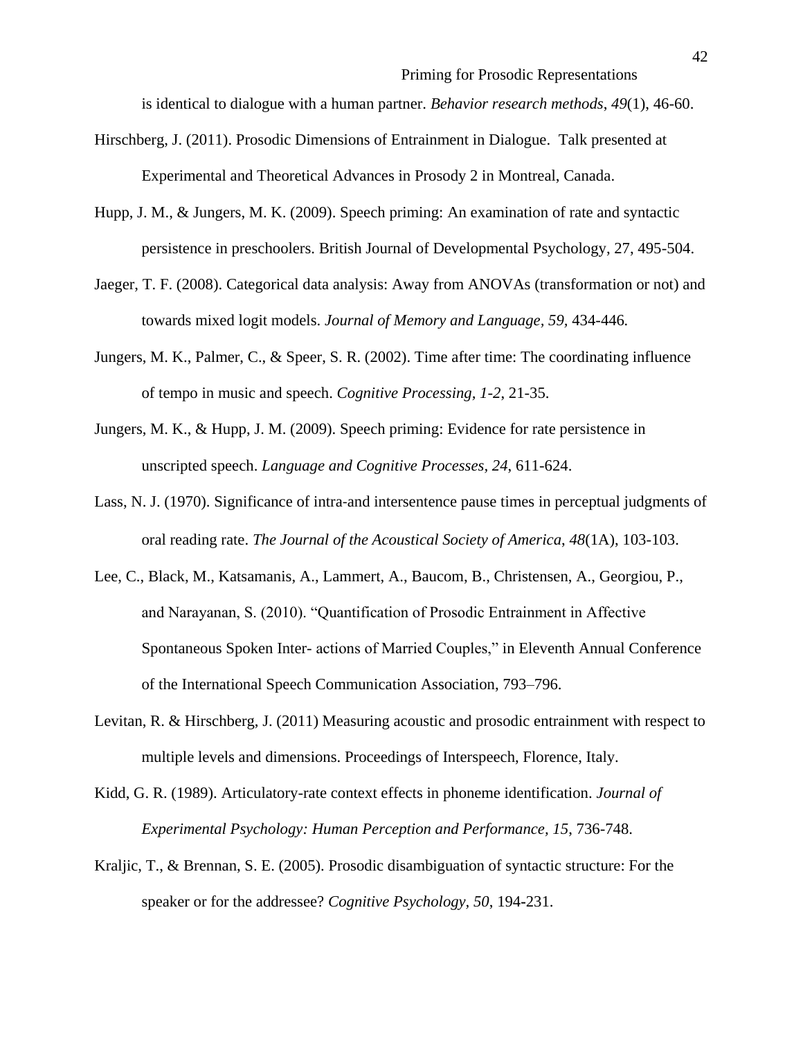is identical to dialogue with a human partner. *Behavior research methods*, *49*(1), 46-60.

Hirschberg, J. (2011). Prosodic Dimensions of Entrainment in Dialogue. Talk presented at Experimental and Theoretical Advances in Prosody 2 in Montreal, Canada.

Hupp, J. M., & Jungers, M. K. (2009). Speech priming: An examination of rate and syntactic persistence in preschoolers. British Journal of Developmental Psychology, 27, 495-504.

Jaeger, T. F. (2008). Categorical data analysis: Away from ANOVAs (transformation or not) and towards mixed logit models. *Journal of Memory and Language, 59*, 434-446.

Jungers, M. K., Palmer, C., & Speer, S. R. (2002). Time after time: The coordinating influence of tempo in music and speech. *Cognitive Processing, 1-2*, 21-35.

Jungers, M. K., & Hupp, J. M. (2009). Speech priming: Evidence for rate persistence in unscripted speech. *Language and Cognitive Processes, 24*, 611-624.

Lass, N. J. (1970). Significance of intra-and intersentence pause times in perceptual judgments of oral reading rate. *The Journal of the Acoustical Society of America*, *48*(1A), 103-103.

Lee, C., Black, M., Katsamanis, A., Lammert, A., Baucom, B., Christensen, A., Georgiou, P., and Narayanan, S. (2010). "Quantification of Prosodic Entrainment in Affective Spontaneous Spoken Inter- actions of Married Couples," in Eleventh Annual Conference of the International Speech Communication Association, 793–796.

Levitan, R. & Hirschberg, J. (2011) Measuring acoustic and prosodic entrainment with respect to multiple levels and dimensions. Proceedings of Interspeech, Florence, Italy.

Kidd, G. R. (1989). Articulatory-rate context effects in phoneme identification. *Journal of Experimental Psychology: Human Perception and Performance, 15*, 736-748.

Kraljic, T., & Brennan, S. E. (2005). Prosodic disambiguation of syntactic structure: For the speaker or for the addressee? *Cognitive Psychology, 50*, 194-231.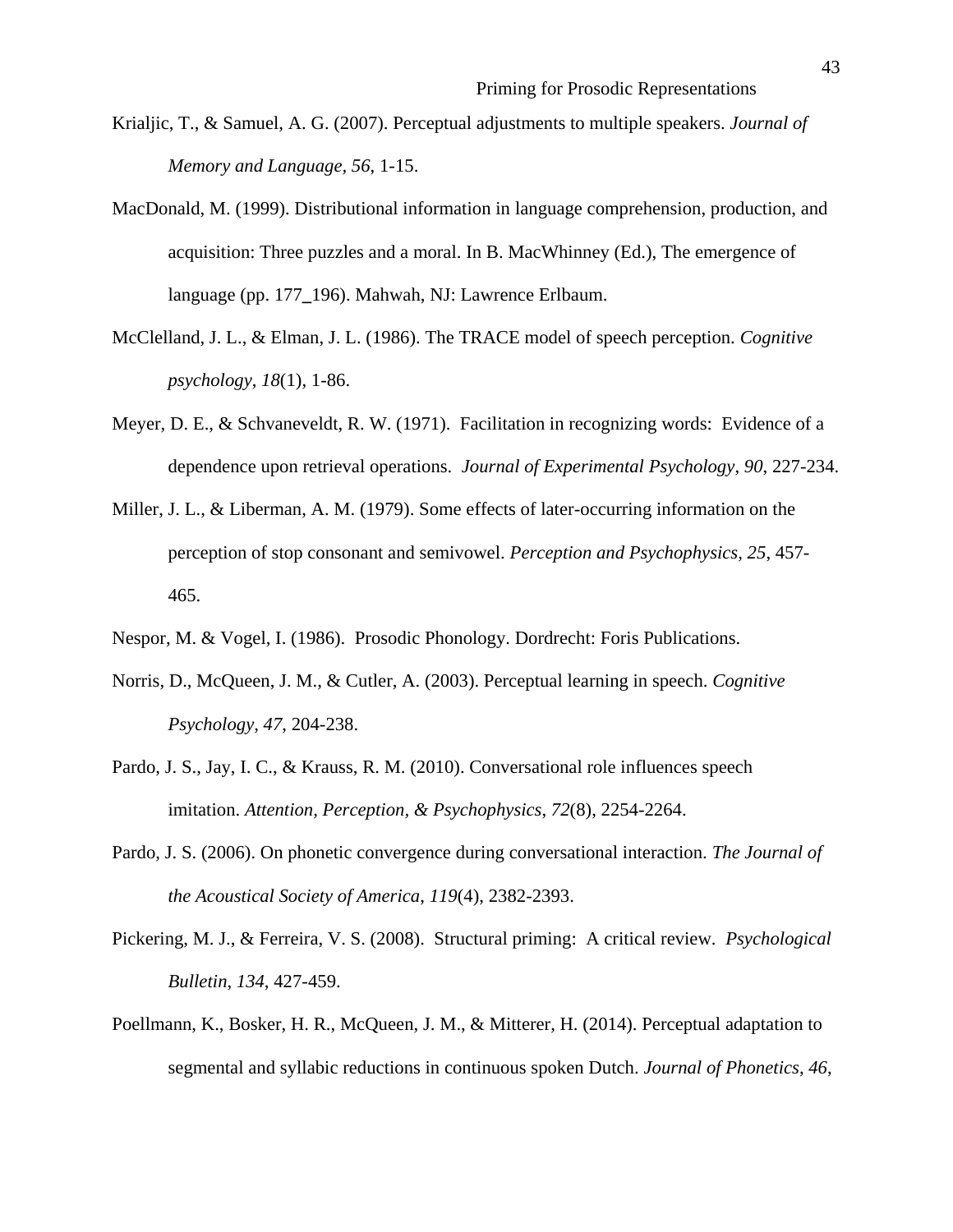Krialjic, T., & Samuel, A. G. (2007). Perceptual adjustments to multiple speakers. *Journal of Memory and Language, 56*, 1-15.

MacDonald, M. (1999). Distributional information in language comprehension, production, and acquisition: Three puzzles and a moral. In B. MacWhinney (Ed.), The emergence of language (pp. 177_196). Mahwah, NJ: Lawrence Erlbaum.

McClelland, J. L., & Elman, J. L. (1986). The TRACE model of speech perception. *Cognitive psychology*, *18*(1), 1-86.

Meyer, D. E., & Schvaneveldt, R. W. (1971). Facilitation in recognizing words: Evidence of a dependence upon retrieval operations. *Journal of Experimental Psychology*, *90*, 227-234.

Miller, J. L., & Liberman, A. M. (1979). Some effects of later-occurring information on the perception of stop consonant and semivowel. *Perception and Psychophysics, 25*, 457-465.

Nespor, M. & Vogel, I. (1986). Prosodic Phonology. Dordrecht: Foris Publications.

Norris, D., McQueen, J. M., & Cutler, A. (2003). Perceptual learning in speech. *Cognitive Psychology, 47*, 204-238.

Pardo, J. S., Jay, I. C., & Krauss, R. M. (2010). Conversational role influences speech imitation. *Attention, Perception, & Psychophysics*, *72*(8), 2254-2264.

Pardo, J. S. (2006). On phonetic convergence during conversational interaction. *The Journal of the Acoustical Society of America*, *119*(4), 2382-2393.

Pickering, M. J., & Ferreira, V. S. (2008). Structural priming: A critical review. *Psychological Bulletin*, *134*, 427-459.

Poellmann, K., Bosker, H. R., McQueen, J. M., & Mitterer, H. (2014). Perceptual adaptation to segmental and syllabic reductions in continuous spoken Dutch. *Journal of Phonetics*, *46*,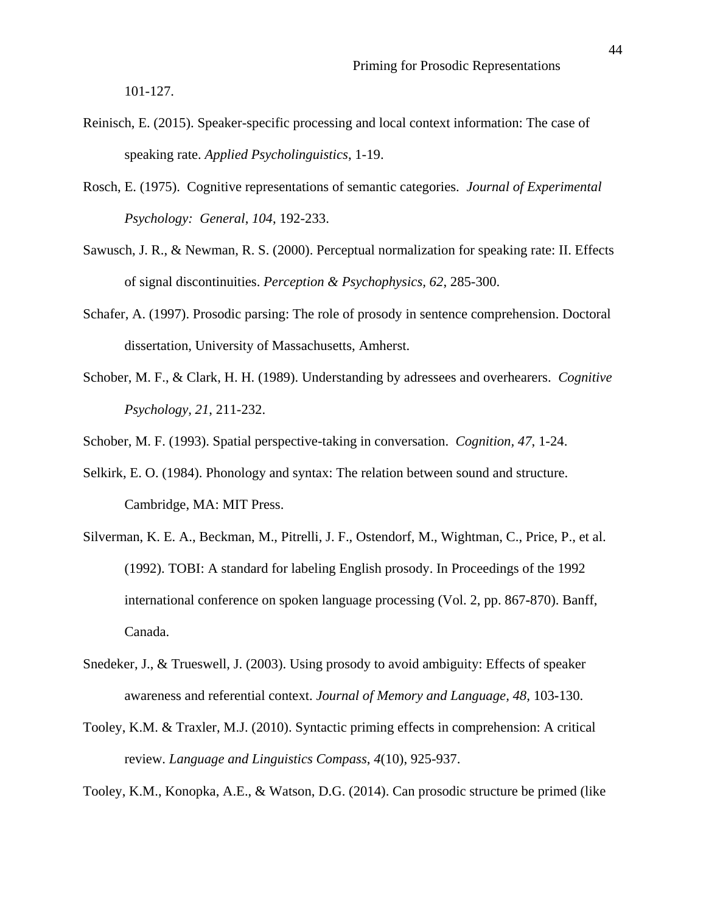101-127.

Reinisch, E. (2015). Speaker-specific processing and local context information: The case of speaking rate. *Applied Psycholinguistics*, 1-19.

Rosch, E. (1975). Cognitive representations of semantic categories. *Journal of Experimental Psychology: General*, *104*, 192-233.

Sawusch, J. R., & Newman, R. S. (2000). Perceptual normalization for speaking rate: II. Effects of signal discontinuities. *Perception & Psychophysics, 62*, 285-300.

Schafer, A. (1997). Prosodic parsing: The role of prosody in sentence comprehension. Doctoral dissertation, University of Massachusetts, Amherst.

Schober, M. F., & Clark, H. H. (1989). Understanding by adressees and overhearers. *Cognitive Psychology, 21*, 211-232.

Schober, M. F. (1993). Spatial perspective-taking in conversation. *Cognition*, *47*, 1-24.

Selkirk, E. O. (1984). Phonology and syntax: The relation between sound and structure. Cambridge, MA: MIT Press.

Silverman, K. E. A., Beckman, M., Pitrelli, J. F., Ostendorf, M., Wightman, C., Price, P., et al. (1992). TOBI: A standard for labeling English prosody. In Proceedings of the 1992 international conference on spoken language processing (Vol. 2, pp. 867-870). Banff, Canada.

Snedeker, J., & Trueswell, J. (2003). Using prosody to avoid ambiguity: Effects of speaker awareness and referential context. *Journal of Memory and Language*, *48*, 103-130.

Tooley, K.M. & Traxler, M.J. (2010). Syntactic priming effects in comprehension: A critical review. *Language and Linguistics Compass*, *4*(10), 925-937.

Tooley, K.M., Konopka, A.E., & Watson, D.G. (2014). Can prosodic structure be primed (like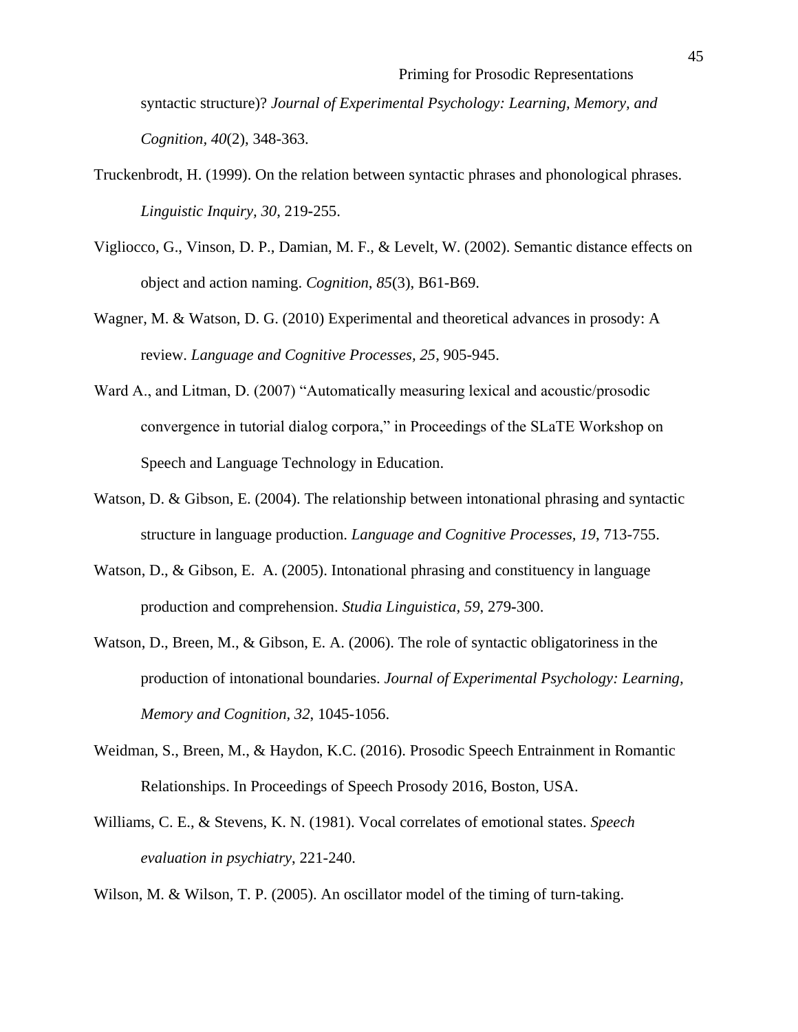syntactic structure)? *Journal of Experimental Psychology: Learning, Memory, and Cognition*, *40*(2), 348-363.

Truckenbrodt, H. (1999). On the relation between syntactic phrases and phonological phrases. *Linguistic Inquiry, 30*, 219-255.

Vigliocco, G., Vinson, D. P., Damian, M. F., & Levelt, W. (2002). Semantic distance effects on object and action naming. *Cognition*, *85*(3), B61-B69.

Wagner, M. & Watson, D. G. (2010) Experimental and theoretical advances in prosody: A review. *Language and Cognitive Processes, 25*, 905-945.

Ward A., and Litman, D. (2007) "Automatically measuring lexical and acoustic/prosodic convergence in tutorial dialog corpora," in Proceedings of the SLaTE Workshop on Speech and Language Technology in Education.

Watson, D. & Gibson, E. (2004). The relationship between intonational phrasing and syntactic structure in language production. *Language and Cognitive Processes, 19*, 713-755.

Watson, D., & Gibson, E. A. (2005). Intonational phrasing and constituency in language production and comprehension. *Studia Linguistica*, *59*, 279-300.

Watson, D., Breen, M., & Gibson, E. A. (2006). The role of syntactic obligatoriness in the production of intonational boundaries. *Journal of Experimental Psychology: Learning, Memory and Cognition, 32*, 1045-1056.

Weidman, S., Breen, M., & Haydon, K.C. (2016). Prosodic Speech Entrainment in Romantic Relationships. In Proceedings of Speech Prosody 2016, Boston, USA.

Williams, C. E., & Stevens, K. N. (1981). Vocal correlates of emotional states. *Speech evaluation in psychiatry*, 221-240.

Wilson, M. & Wilson, T. P. (2005). An oscillator model of the timing of turn-taking.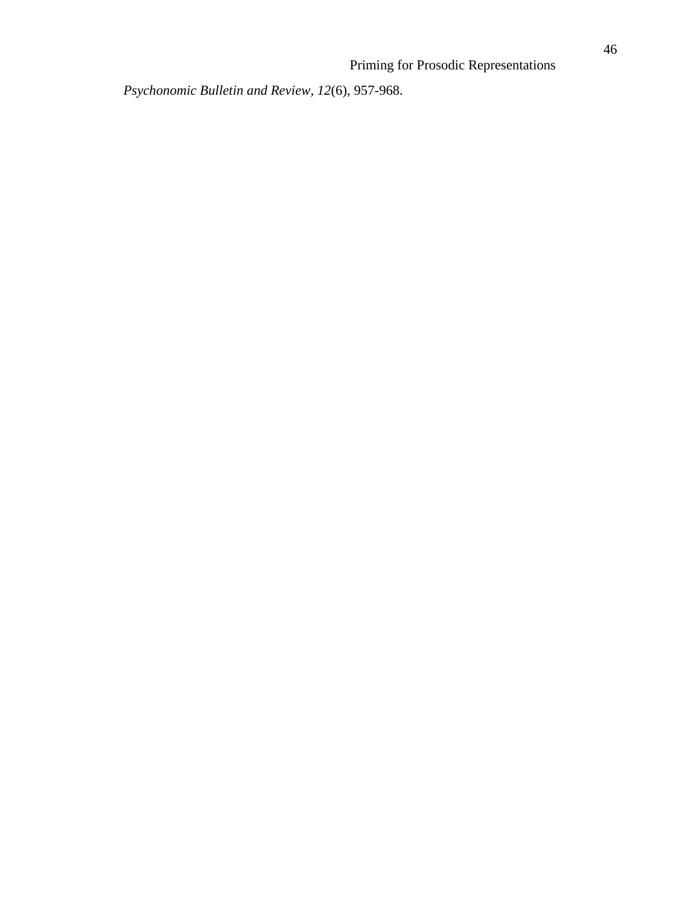*Psychonomic Bulletin and Review*, *12*(6), 957-968.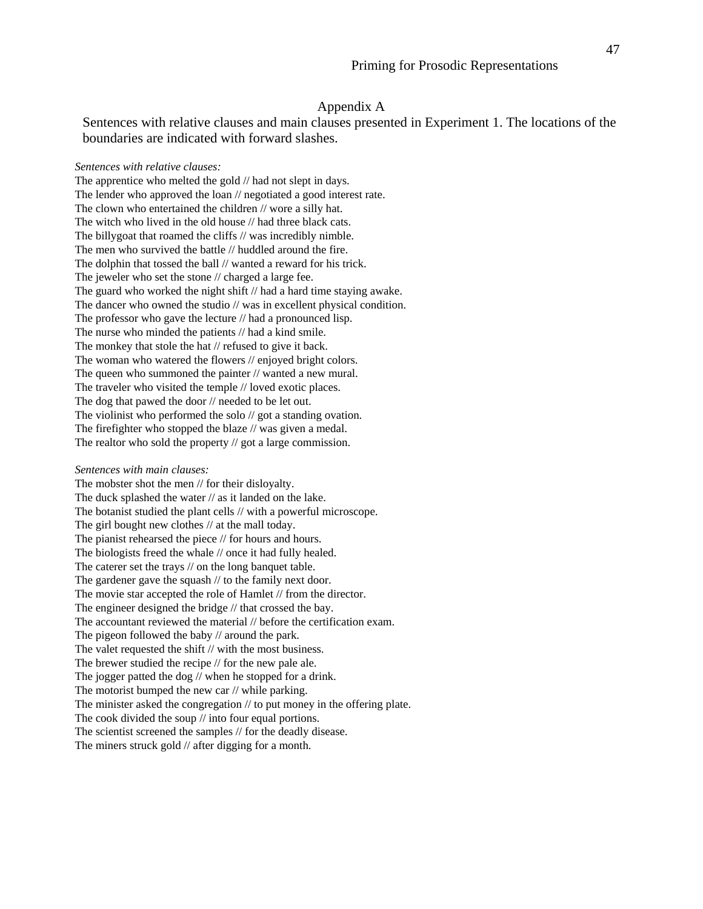# Appendix A

Sentences with relative clauses and main clauses presented in Experiment 1. The locations of the boundaries are indicated with forward slashes.

*Sentences with relative clauses:*

The apprentice who melted the gold // had not slept in days.
The lender who approved the loan // negotiated a good interest rate.
The clown who entertained the children // wore a silly hat.
The witch who lived in the old house // had three black cats.
The billygoat that roamed the cliffs // was incredibly nimble.
The men who survived the battle // huddled around the fire.
The dolphin that tossed the ball // wanted a reward for his trick.
The jeweler who set the stone // charged a large fee.
The guard who worked the night shift // had a hard time staying awake.
The dancer who owned the studio // was in excellent physical condition.
The professor who gave the lecture // had a pronounced lisp.
The nurse who minded the patients // had a kind smile.
The monkey that stole the hat // refused to give it back.
The woman who watered the flowers // enjoyed bright colors.
The queen who summoned the painter // wanted a new mural.
The traveler who visited the temple // loved exotic places.
The dog that pawed the door // needed to be let out.
The violinist who performed the solo // got a standing ovation.
The firefighter who stopped the blaze // was given a medal.
The realtor who sold the property // got a large commission.

*Sentences with main clauses:*

The mobster shot the men // for their disloyalty.
The duck splashed the water // as it landed on the lake.
The botanist studied the plant cells // with a powerful microscope.
The girl bought new clothes // at the mall today.
The pianist rehearsed the piece // for hours and hours.
The biologists freed the whale // once it had fully healed.
The caterer set the trays // on the long banquet table.
The gardener gave the squash // to the family next door.
The movie star accepted the role of Hamlet // from the director.
The engineer designed the bridge // that crossed the bay.
The accountant reviewed the material // before the certification exam.
The pigeon followed the baby // around the park.
The valet requested the shift // with the most business.
The brewer studied the recipe // for the new pale ale.
The jogger patted the dog // when he stopped for a drink.
The motorist bumped the new car // while parking.
The minister asked the congregation // to put money in the offering plate.
The cook divided the soup // into four equal portions.
The scientist screened the samples // for the deadly disease.
The miners struck gold // after digging for a month.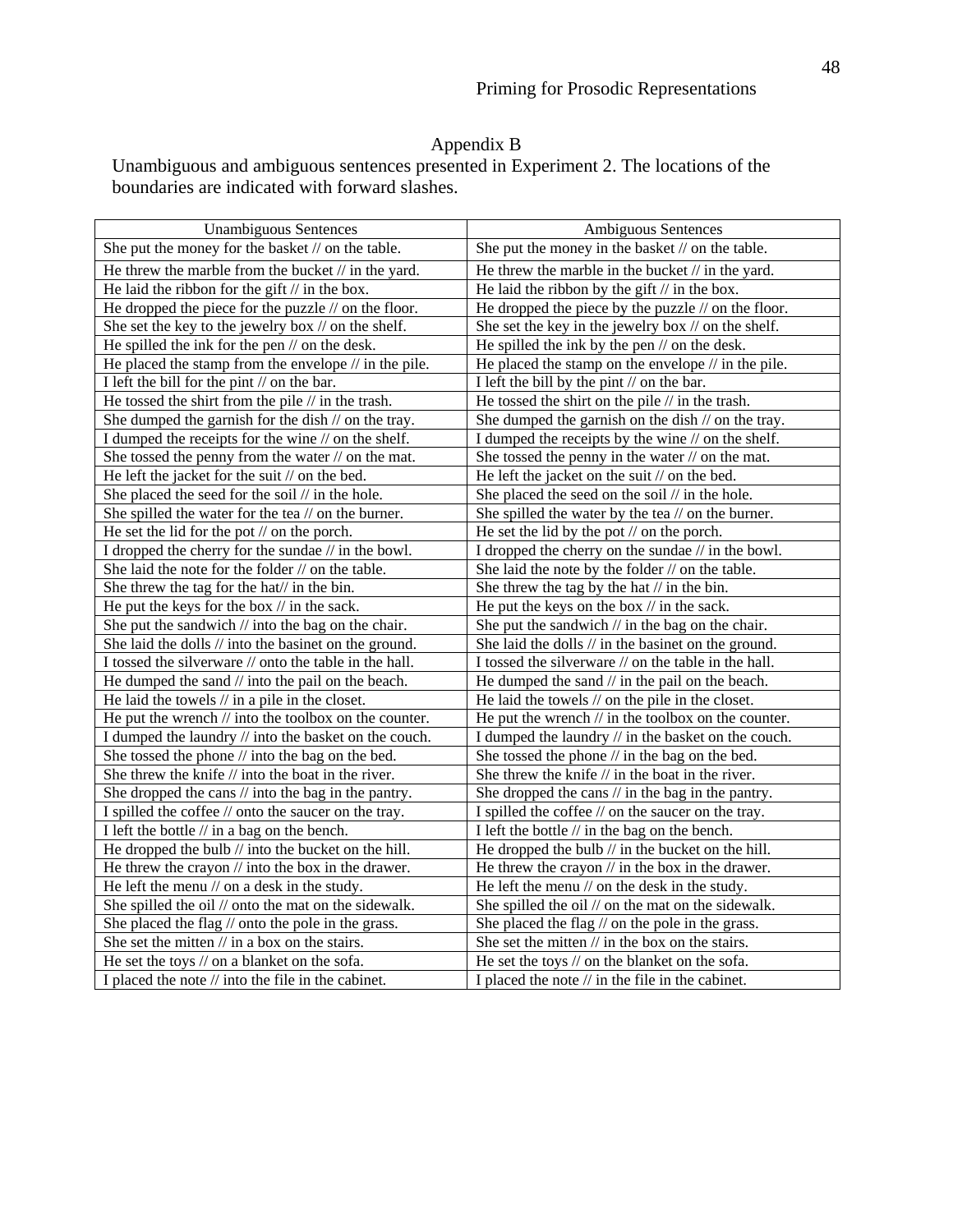# Appendix B

Unambiguous and ambiguous sentences presented in Experiment 2. The locations of the boundaries are indicated with forward slashes.

| Unambiguous Sentences | Ambiguous Sentences |
|---|---|
| She put the money for the basket // on the table. | She put the money in the basket // on the table. |
| He threw the marble from the bucket // in the yard. | He threw the marble in the bucket // in the yard. |
| He laid the ribbon for the gift // in the box. | He laid the ribbon by the gift // in the box. |
| He dropped the piece for the puzzle // on the floor. | He dropped the piece by the puzzle // on the floor. |
| She set the key to the jewelry box // on the shelf. | She set the key in the jewelry box // on the shelf. |
| He spilled the ink for the pen // on the desk. | He spilled the ink by the pen // on the desk. |
| He placed the stamp from the envelope // in the pile. | He placed the stamp on the envelope // in the pile. |
| I left the bill for the pint // on the bar. | I left the bill by the pint // on the bar. |
| He tossed the shirt from the pile // in the trash. | He tossed the shirt on the pile // in the trash. |
| She dumped the garnish for the dish // on the tray. | She dumped the garnish on the dish // on the tray. |
| I dumped the receipts for the wine // on the shelf. | I dumped the receipts by the wine // on the shelf. |
| She tossed the penny from the water // on the mat. | She tossed the penny in the water // on the mat. |
| He left the jacket for the suit // on the bed. | He left the jacket on the suit // on the bed. |
| She placed the seed for the soil // in the hole. | She placed the seed on the soil // in the hole. |
| She spilled the water for the tea // on the burner. | She spilled the water by the tea // on the burner. |
| He set the lid for the pot // on the porch. | He set the lid by the pot // on the porch. |
| I dropped the cherry for the sundae // in the bowl. | I dropped the cherry on the sundae // in the bowl. |
| She laid the note for the folder // on the table. | She laid the note by the folder // on the table. |
| She threw the tag for the hat// in the bin. | She threw the tag by the hat // in the bin. |
| He put the keys for the box // in the sack. | He put the keys on the box // in the sack. |
| She put the sandwich // into the bag on the chair. | She put the sandwich // in the bag on the chair. |
| She laid the dolls // into the basinet on the ground. | She laid the dolls // in the basinet on the ground. |
| I tossed the silverware // onto the table in the hall. | I tossed the silverware // on the table in the hall. |
| He dumped the sand // into the pail on the beach. | He dumped the sand // in the pail on the beach. |
| He laid the towels // in a pile in the closet. | He laid the towels // on the pile in the closet. |
| He put the wrench // into the toolbox on the counter. | He put the wrench // in the toolbox on the counter. |
| I dumped the laundry // into the basket on the couch. | I dumped the laundry // in the basket on the couch. |
| She tossed the phone // into the bag on the bed. | She tossed the phone // in the bag on the bed. |
| She threw the knife // into the boat in the river. | She threw the knife // in the boat in the river. |
| She dropped the cans // into the bag in the pantry. | She dropped the cans // in the bag in the pantry. |
| I spilled the coffee // onto the saucer on the tray. | I spilled the coffee // on the saucer on the tray. |
| I left the bottle // in a bag on the bench. | I left the bottle // in the bag on the bench. |
| He dropped the bulb // into the bucket on the hill. | He dropped the bulb // in the bucket on the hill. |
| He threw the crayon // into the box in the drawer. | He threw the crayon // in the box in the drawer. |
| He left the menu // on a desk in the study. | He left the menu // on the desk in the study. |
| She spilled the oil // onto the mat on the sidewalk. | She spilled the oil // on the mat on the sidewalk. |
| She placed the flag // onto the pole in the grass. | She placed the flag // on the pole in the grass. |
| She set the mitten // in a box on the stairs. | She set the mitten // in the box on the stairs. |
| He set the toys // on a blanket on the sofa. | He set the toys // on the blanket on the sofa. |
| I placed the note // into the file in the cabinet. | I placed the note // in the file in the cabinet. |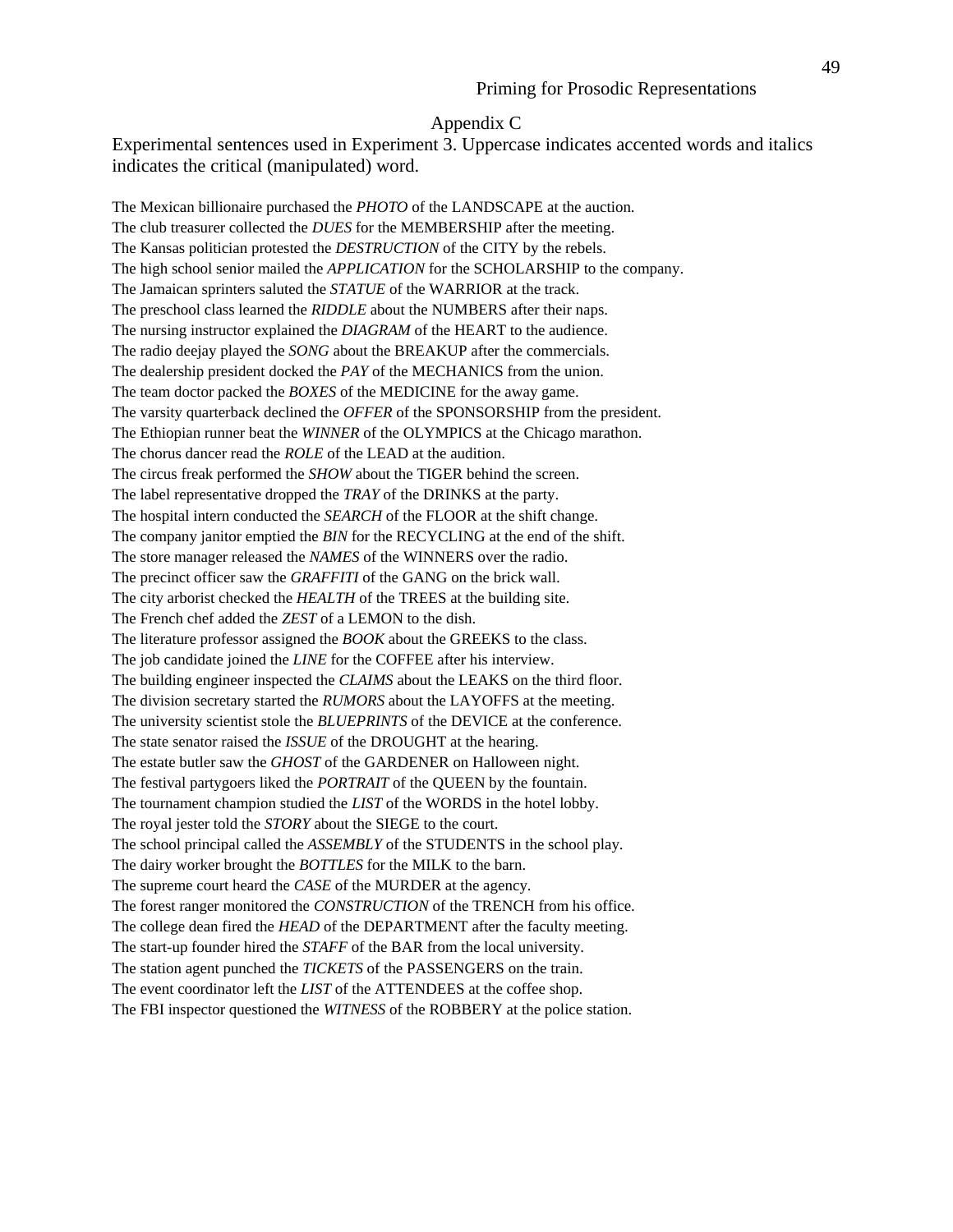# Appendix C

Experimental sentences used in Experiment 3. Uppercase indicates accented words and italics indicates the critical (manipulated) word.

The Mexican billionaire purchased the *PHOTO* of the LANDSCAPE at the auction.
The club treasurer collected the *DUES* for the MEMBERSHIP after the meeting.
The Kansas politician protested the *DESTRUCTION* of the CITY by the rebels.
The high school senior mailed the *APPLICATION* for the SCHOLARSHIP to the company.
The Jamaican sprinters saluted the *STATUE* of the WARRIOR at the track.
The preschool class learned the *RIDDLE* about the NUMBERS after their naps.
The nursing instructor explained the *DIAGRAM* of the HEART to the audience.
The radio deejay played the *SONG* about the BREAKUP after the commercials.
The dealership president docked the *PAY* of the MECHANICS from the union.
The team doctor packed the *BOXES* of the MEDICINE for the away game.
The varsity quarterback declined the *OFFER* of the SPONSORSHIP from the president.
The Ethiopian runner beat the *WINNER* of the OLYMPICS at the Chicago marathon.
The chorus dancer read the *ROLE* of the LEAD at the audition.
The circus freak performed the *SHOW* about the TIGER behind the screen.
The label representative dropped the *TRAY* of the DRINKS at the party.
The hospital intern conducted the *SEARCH* of the FLOOR at the shift change.
The company janitor emptied the *BIN* for the RECYCLING at the end of the shift.
The store manager released the *NAMES* of the WINNERS over the radio.
The precinct officer saw the *GRAFFITI* of the GANG on the brick wall.
The city arborist checked the *HEALTH* of the TREES at the building site.
The French chef added the *ZEST* of a LEMON to the dish.
The literature professor assigned the *BOOK* about the GREEKS to the class.
The job candidate joined the *LINE* for the COFFEE after his interview.
The building engineer inspected the *CLAIMS* about the LEAKS on the third floor.
The division secretary started the *RUMORS* about the LAYOFFS at the meeting.
The university scientist stole the *BLUEPRINTS* of the DEVICE at the conference.
The state senator raised the *ISSUE* of the DROUGHT at the hearing.
The estate butler saw the *GHOST* of the GARDENER on Halloween night.
The festival partygoers liked the *PORTRAIT* of the QUEEN by the fountain.
The tournament champion studied the *LIST* of the WORDS in the hotel lobby.
The royal jester told the *STORY* about the SIEGE to the court.
The school principal called the *ASSEMBLY* of the STUDENTS in the school play.
The dairy worker brought the *BOTTLES* for the MILK to the barn.
The supreme court heard the *CASE* of the MURDER at the agency.
The forest ranger monitored the *CONSTRUCTION* of the TRENCH from his office.
The college dean fired the *HEAD* of the DEPARTMENT after the faculty meeting.
The start-up founder hired the *STAFF* of the BAR from the local university.
The station agent punched the *TICKETS* of the PASSENGERS on the train.
The event coordinator left the *LIST* of the ATTENDEES at the coffee shop.
The FBI inspector questioned the *WITNESS* of the ROBBERY at the police station.